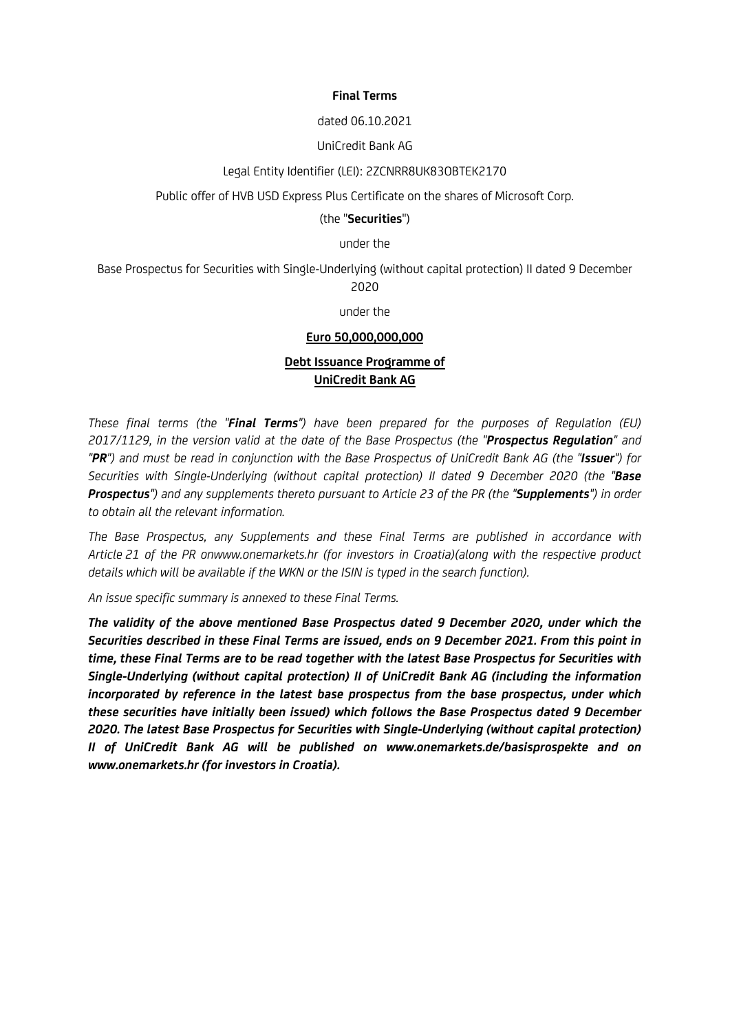**Final Terms**

dated 06.10.2021

UniCredit Bank AG

Legal Entity Identifier (LEI): 2ZCNRR8UK83OBTEK2170

Public offer of HVB USD Express Plus Certificate on the shares of Microsoft Corp.

(the "**Securities**")

under the

Base Prospectus for Securities with Single-Underlying (without capital protection) II dated 9 December 2020

under the

**Euro 50,000,000,000**

**Debt Issuance Programme of UniCredit Bank AG**

*These final terms (the "**Final Terms**") have been prepared for the purposes of Regulation (EU) 2017/1129, in the version valid at the date of the Base Prospectus (the "**Prospectus Regulation**" and "**PR**") and must be read in conjunction with the Base Prospectus of UniCredit Bank AG (the "**Issuer**") for Securities with Single-Underlying (without capital protection) II dated 9 December 2020 (the "**Base Prospectus**") and any supplements thereto pursuant to Article 23 of the PR (the "**Supplements**") in order to obtain all the relevant information.*

*The Base Prospectus, any Supplements and these Final Terms are published in accordance with Article 21 of the PR onwww.onemarkets.hr (for investors in Croatia)(along with the respective product details which will be available if the WKN or the ISIN is typed in the search function).*

*An issue specific summary is annexed to these Final Terms.*

***The validity of the above mentioned Base Prospectus dated 9 December 2020, under which the Securities described in these Final Terms are issued, ends on 9 December 2021. From this point in time, these Final Terms are to be read together with the latest Base Prospectus for Securities with Single-Underlying (without capital protection) II of UniCredit Bank AG (including the information incorporated by reference in the latest base prospectus from the base prospectus, under which these securities have initially been issued) which follows the Base Prospectus dated 9 December 2020. The latest Base Prospectus for Securities with Single-Underlying (without capital protection) II of UniCredit Bank AG will be published on www.onemarkets.de/basisprospekte and on www.onemarkets.hr (for investors in Croatia).***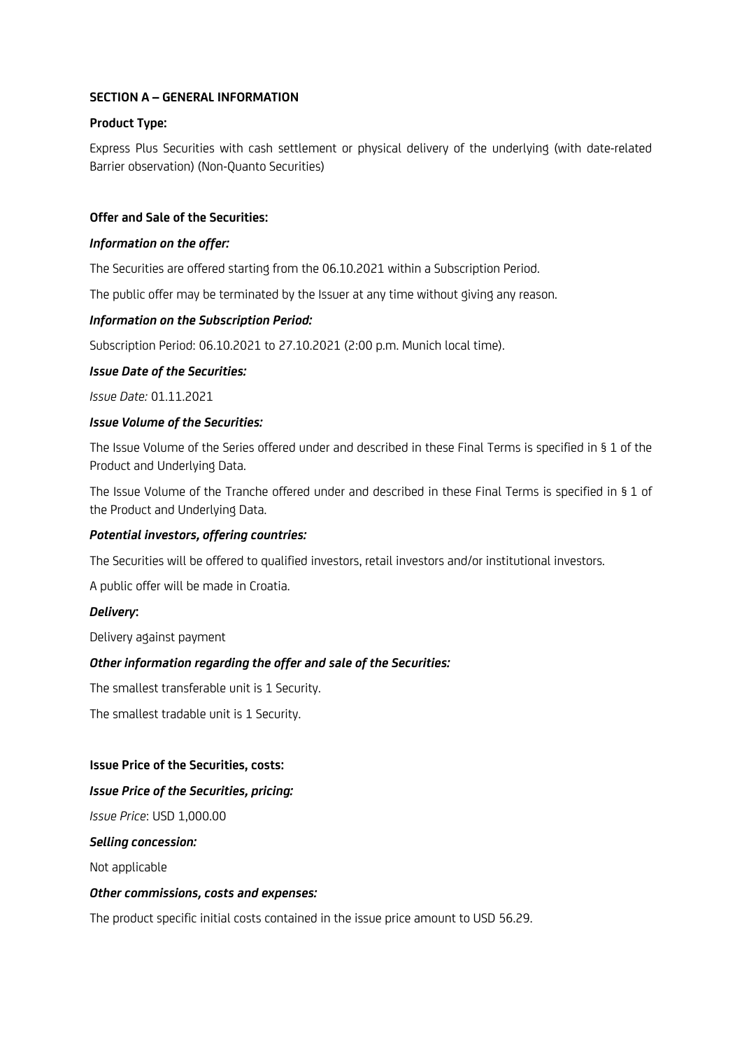## SECTION A – GENERAL INFORMATION

**Product Type:**

Express Plus Securities with cash settlement or physical delivery of the underlying (with date-related Barrier observation) (Non-Quanto Securities)

**Offer and Sale of the Securities:**

***Information on the offer:***

The Securities are offered starting from the 06.10.2021 within a Subscription Period.

The public offer may be terminated by the Issuer at any time without giving any reason.

***Information on the Subscription Period:***

Subscription Period: 06.10.2021 to 27.10.2021 (2:00 p.m. Munich local time).

***Issue Date of the Securities:***

*Issue Date:* 01.11.2021

***Issue Volume of the Securities:***

The Issue Volume of the Series offered under and described in these Final Terms is specified in § 1 of the Product and Underlying Data.

The Issue Volume of the Tranche offered under and described in these Final Terms is specified in § 1 of the Product and Underlying Data.

***Potential investors, offering countries:***

The Securities will be offered to qualified investors, retail investors and/or institutional investors.

A public offer will be made in Croatia.

***Delivery*:**

Delivery against payment

***Other information regarding the offer and sale of the Securities:***

The smallest transferable unit is 1 Security.

The smallest tradable unit is 1 Security.

**Issue Price of the Securities, costs:**

***Issue Price of the Securities, pricing:***

*Issue Price*: USD 1,000.00

***Selling concession:***

Not applicable

***Other commissions, costs and expenses:***

The product specific initial costs contained in the issue price amount to USD 56.29.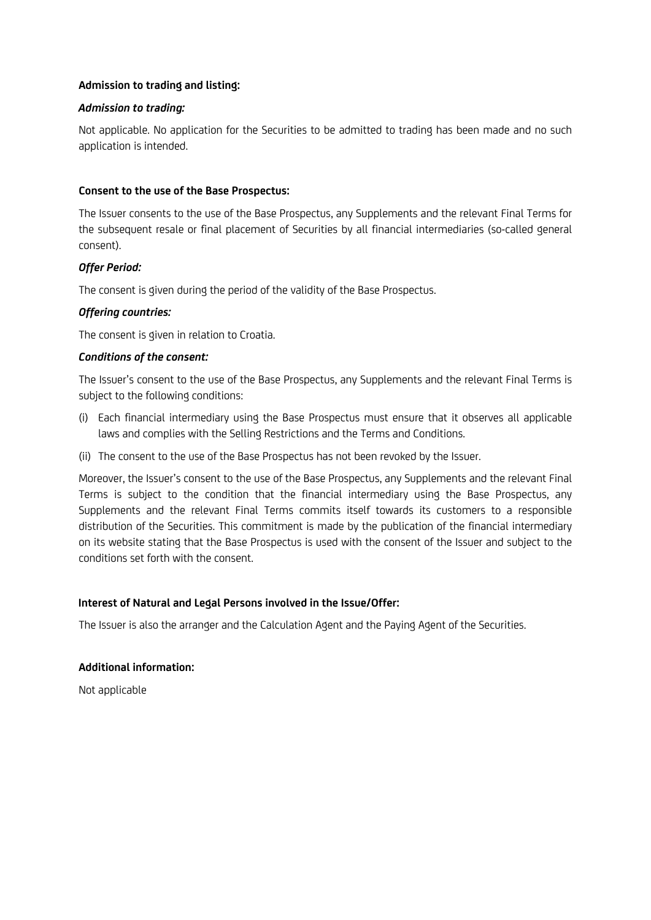**Admission to trading and listing:**

***Admission to trading:***

Not applicable. No application for the Securities to be admitted to trading has been made and no such application is intended.

**Consent to the use of the Base Prospectus:**

The Issuer consents to the use of the Base Prospectus, any Supplements and the relevant Final Terms for the subsequent resale or final placement of Securities by all financial intermediaries (so-called general consent).

***Offer Period:***

The consent is given during the period of the validity of the Base Prospectus.

***Offering countries:***

The consent is given in relation to Croatia.

***Conditions of the consent:***

The Issuer's consent to the use of the Base Prospectus, any Supplements and the relevant Final Terms is subject to the following conditions:

(i) Each financial intermediary using the Base Prospectus must ensure that it observes all applicable laws and complies with the Selling Restrictions and the Terms and Conditions.

(ii) The consent to the use of the Base Prospectus has not been revoked by the Issuer.

Moreover, the Issuer's consent to the use of the Base Prospectus, any Supplements and the relevant Final Terms is subject to the condition that the financial intermediary using the Base Prospectus, any Supplements and the relevant Final Terms commits itself towards its customers to a responsible distribution of the Securities. This commitment is made by the publication of the financial intermediary on its website stating that the Base Prospectus is used with the consent of the Issuer and subject to the conditions set forth with the consent.

**Interest of Natural and Legal Persons involved in the Issue/Offer:**

The Issuer is also the arranger and the Calculation Agent and the Paying Agent of the Securities.

**Additional information:**

Not applicable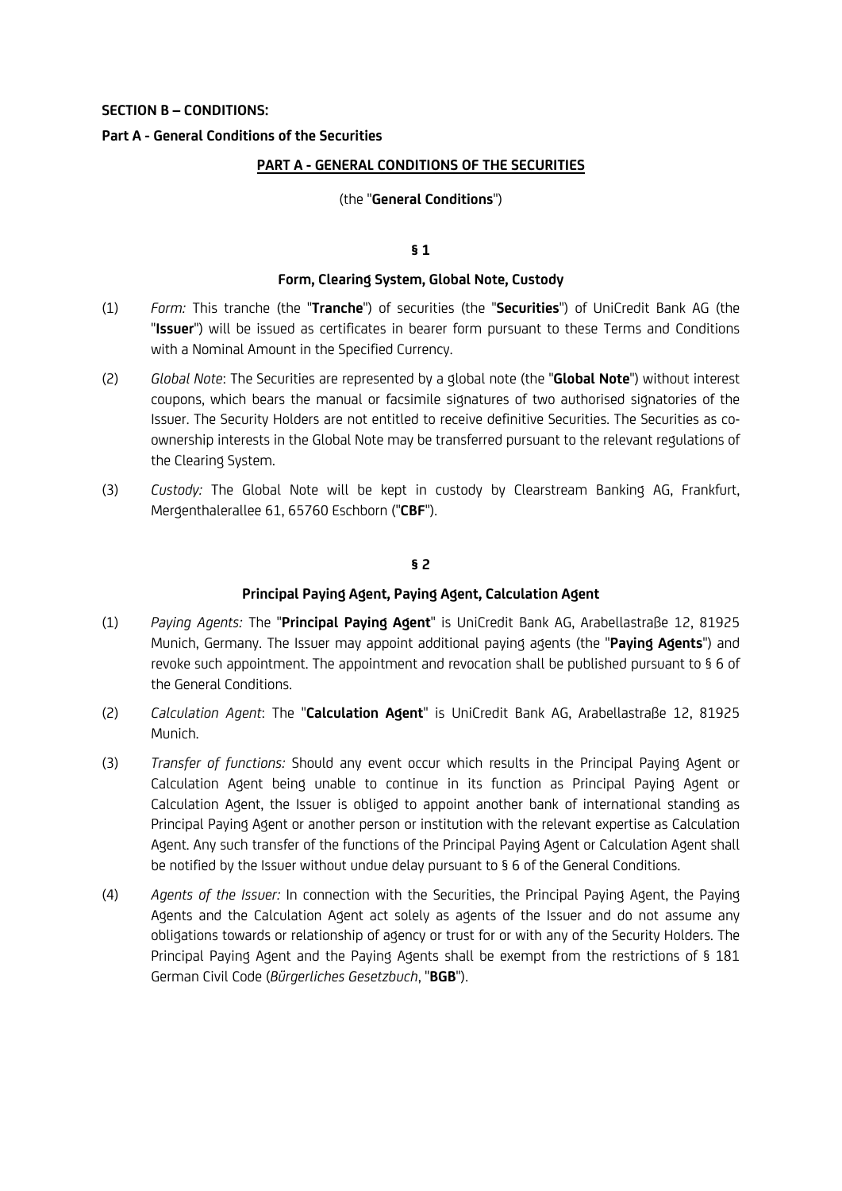**SECTION B – CONDITIONS:**

**Part A - General Conditions of the Securities**

## PART A - GENERAL CONDITIONS OF THE SECURITIES

(the "**General Conditions**")

### § 1

### Form, Clearing System, Global Note, Custody

(1) *Form:* This tranche (the "**Tranche**") of securities (the "**Securities**") of UniCredit Bank AG (the "**Issuer**") will be issued as certificates in bearer form pursuant to these Terms and Conditions with a Nominal Amount in the Specified Currency.

(2) *Global Note*: The Securities are represented by a global note (the "**Global Note**") without interest coupons, which bears the manual or facsimile signatures of two authorised signatories of the Issuer. The Security Holders are not entitled to receive definitive Securities. The Securities as co-ownership interests in the Global Note may be transferred pursuant to the relevant regulations of the Clearing System.

(3) *Custody:* The Global Note will be kept in custody by Clearstream Banking AG, Frankfurt, Mergenthalerallee 61, 65760 Eschborn ("**CBF**").

### § 2

### Principal Paying Agent, Paying Agent, Calculation Agent

(1) *Paying Agents:* The "**Principal Paying Agent**" is UniCredit Bank AG, Arabellastraße 12, 81925 Munich, Germany. The Issuer may appoint additional paying agents (the "**Paying Agents**") and revoke such appointment. The appointment and revocation shall be published pursuant to § 6 of the General Conditions.

(2) *Calculation Agent*: The "**Calculation Agent**" is UniCredit Bank AG, Arabellastraße 12, 81925 Munich.

(3) *Transfer of functions:* Should any event occur which results in the Principal Paying Agent or Calculation Agent being unable to continue in its function as Principal Paying Agent or Calculation Agent, the Issuer is obliged to appoint another bank of international standing as Principal Paying Agent or another person or institution with the relevant expertise as Calculation Agent. Any such transfer of the functions of the Principal Paying Agent or Calculation Agent shall be notified by the Issuer without undue delay pursuant to § 6 of the General Conditions.

(4) *Agents of the Issuer:* In connection with the Securities, the Principal Paying Agent, the Paying Agents and the Calculation Agent act solely as agents of the Issuer and do not assume any obligations towards or relationship of agency or trust for or with any of the Security Holders. The Principal Paying Agent and the Paying Agents shall be exempt from the restrictions of § 181 German Civil Code (*Bürgerliches Gesetzbuch*, "**BGB**").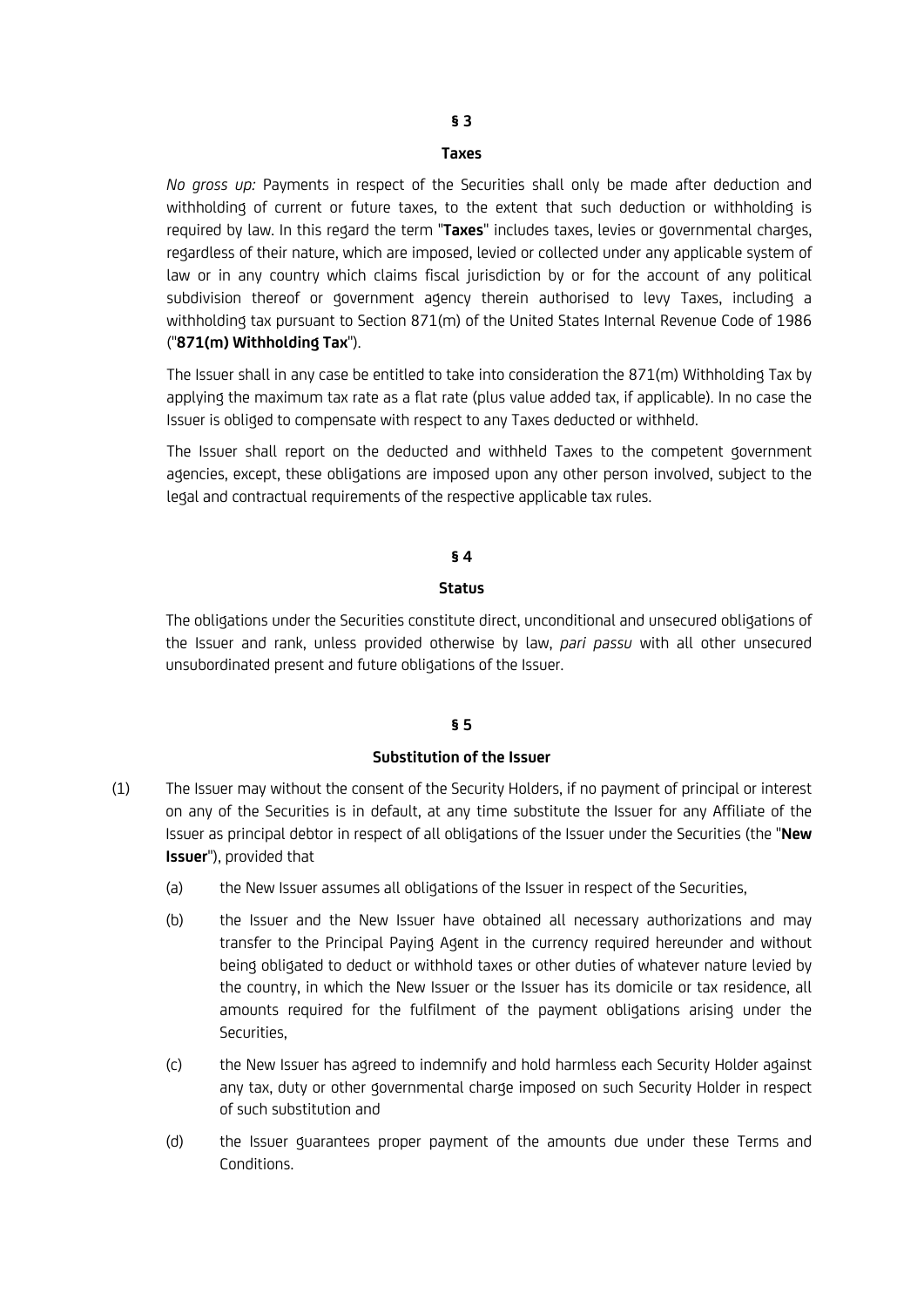## § 3

## Taxes

*No gross up:* Payments in respect of the Securities shall only be made after deduction and withholding of current or future taxes, to the extent that such deduction or withholding is required by law. In this regard the term "**Taxes**" includes taxes, levies or governmental charges, regardless of their nature, which are imposed, levied or collected under any applicable system of law or in any country which claims fiscal jurisdiction by or for the account of any political subdivision thereof or government agency therein authorised to levy Taxes, including a withholding tax pursuant to Section 871(m) of the United States Internal Revenue Code of 1986 ("**871(m) Withholding Tax**").

The Issuer shall in any case be entitled to take into consideration the 871(m) Withholding Tax by applying the maximum tax rate as a flat rate (plus value added tax, if applicable). In no case the Issuer is obliged to compensate with respect to any Taxes deducted or withheld.

The Issuer shall report on the deducted and withheld Taxes to the competent government agencies, except, these obligations are imposed upon any other person involved, subject to the legal and contractual requirements of the respective applicable tax rules.

## § 4

## Status

The obligations under the Securities constitute direct, unconditional and unsecured obligations of the Issuer and rank, unless provided otherwise by law, *pari passu* with all other unsecured unsubordinated present and future obligations of the Issuer.

## § 5

## Substitution of the Issuer

(1) The Issuer may without the consent of the Security Holders, if no payment of principal or interest on any of the Securities is in default, at any time substitute the Issuer for any Affiliate of the Issuer as principal debtor in respect of all obligations of the Issuer under the Securities (the "**New Issuer**"), provided that

(a) the New Issuer assumes all obligations of the Issuer in respect of the Securities,

(b) the Issuer and the New Issuer have obtained all necessary authorizations and may transfer to the Principal Paying Agent in the currency required hereunder and without being obligated to deduct or withhold taxes or other duties of whatever nature levied by the country, in which the New Issuer or the Issuer has its domicile or tax residence, all amounts required for the fulfilment of the payment obligations arising under the Securities,

(c) the New Issuer has agreed to indemnify and hold harmless each Security Holder against any tax, duty or other governmental charge imposed on such Security Holder in respect of such substitution and

(d) the Issuer guarantees proper payment of the amounts due under these Terms and Conditions.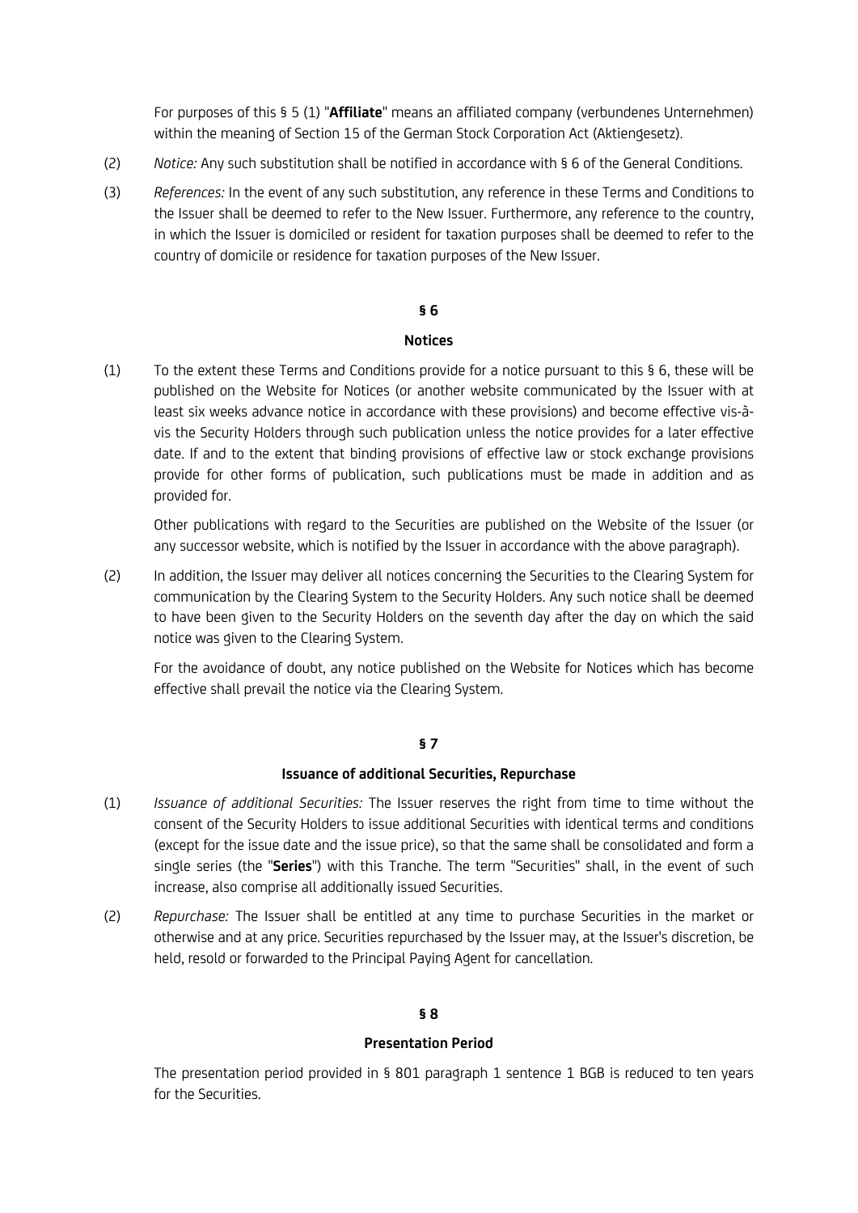For purposes of this § 5 (1) "**Affiliate**" means an affiliated company (verbundenes Unternehmen) within the meaning of Section 15 of the German Stock Corporation Act (Aktiengesetz).

(2) *Notice:* Any such substitution shall be notified in accordance with § 6 of the General Conditions.

(3) *References:* In the event of any such substitution, any reference in these Terms and Conditions to the Issuer shall be deemed to refer to the New Issuer. Furthermore, any reference to the country, in which the Issuer is domiciled or resident for taxation purposes shall be deemed to refer to the country of domicile or residence for taxation purposes of the New Issuer.

## § 6

## Notices

(1) To the extent these Terms and Conditions provide for a notice pursuant to this § 6, these will be published on the Website for Notices (or another website communicated by the Issuer with at least six weeks advance notice in accordance with these provisions) and become effective vis-à-vis the Security Holders through such publication unless the notice provides for a later effective date. If and to the extent that binding provisions of effective law or stock exchange provisions provide for other forms of publication, such publications must be made in addition and as provided for.

Other publications with regard to the Securities are published on the Website of the Issuer (or any successor website, which is notified by the Issuer in accordance with the above paragraph).

(2) In addition, the Issuer may deliver all notices concerning the Securities to the Clearing System for communication by the Clearing System to the Security Holders. Any such notice shall be deemed to have been given to the Security Holders on the seventh day after the day on which the said notice was given to the Clearing System.

For the avoidance of doubt, any notice published on the Website for Notices which has become effective shall prevail the notice via the Clearing System.

## § 7

## Issuance of additional Securities, Repurchase

(1) *Issuance of additional Securities:* The Issuer reserves the right from time to time without the consent of the Security Holders to issue additional Securities with identical terms and conditions (except for the issue date and the issue price), so that the same shall be consolidated and form a single series (the "**Series**") with this Tranche. The term "Securities" shall, in the event of such increase, also comprise all additionally issued Securities.

(2) *Repurchase:* The Issuer shall be entitled at any time to purchase Securities in the market or otherwise and at any price. Securities repurchased by the Issuer may, at the Issuer's discretion, be held, resold or forwarded to the Principal Paying Agent for cancellation.

## § 8

## Presentation Period

The presentation period provided in § 801 paragraph 1 sentence 1 BGB is reduced to ten years for the Securities.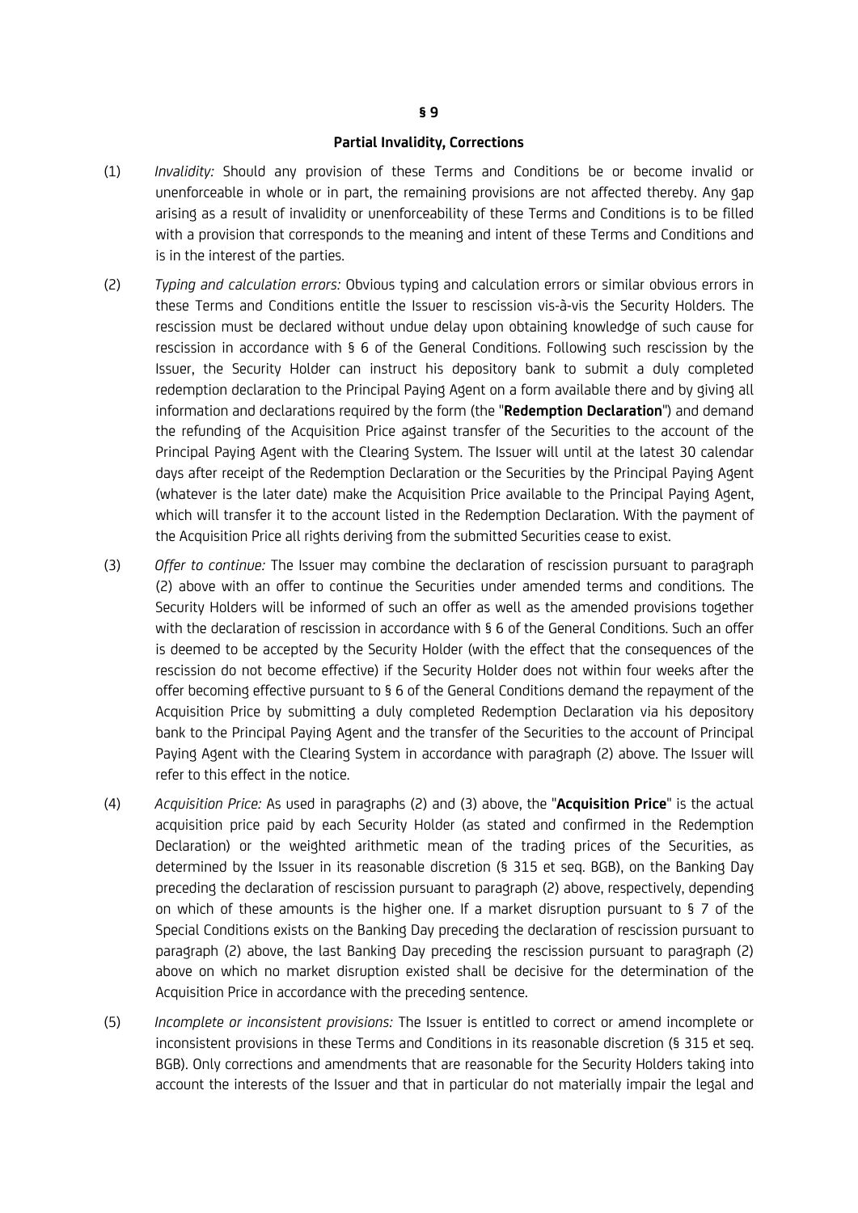## § 9

### Partial Invalidity, Corrections

(1) *Invalidity:* Should any provision of these Terms and Conditions be or become invalid or unenforceable in whole or in part, the remaining provisions are not affected thereby. Any gap arising as a result of invalidity or unenforceability of these Terms and Conditions is to be filled with a provision that corresponds to the meaning and intent of these Terms and Conditions and is in the interest of the parties.

(2) *Typing and calculation errors:* Obvious typing and calculation errors or similar obvious errors in these Terms and Conditions entitle the Issuer to rescission vis-à-vis the Security Holders. The rescission must be declared without undue delay upon obtaining knowledge of such cause for rescission in accordance with § 6 of the General Conditions. Following such rescission by the Issuer, the Security Holder can instruct his depository bank to submit a duly completed redemption declaration to the Principal Paying Agent on a form available there and by giving all information and declarations required by the form (the "**Redemption Declaration**") and demand the refunding of the Acquisition Price against transfer of the Securities to the account of the Principal Paying Agent with the Clearing System. The Issuer will until at the latest 30 calendar days after receipt of the Redemption Declaration or the Securities by the Principal Paying Agent (whatever is the later date) make the Acquisition Price available to the Principal Paying Agent, which will transfer it to the account listed in the Redemption Declaration. With the payment of the Acquisition Price all rights deriving from the submitted Securities cease to exist.

(3) *Offer to continue:* The Issuer may combine the declaration of rescission pursuant to paragraph (2) above with an offer to continue the Securities under amended terms and conditions. The Security Holders will be informed of such an offer as well as the amended provisions together with the declaration of rescission in accordance with § 6 of the General Conditions. Such an offer is deemed to be accepted by the Security Holder (with the effect that the consequences of the rescission do not become effective) if the Security Holder does not within four weeks after the offer becoming effective pursuant to § 6 of the General Conditions demand the repayment of the Acquisition Price by submitting a duly completed Redemption Declaration via his depository bank to the Principal Paying Agent and the transfer of the Securities to the account of Principal Paying Agent with the Clearing System in accordance with paragraph (2) above. The Issuer will refer to this effect in the notice.

(4) *Acquisition Price:* As used in paragraphs (2) and (3) above, the "**Acquisition Price**" is the actual acquisition price paid by each Security Holder (as stated and confirmed in the Redemption Declaration) or the weighted arithmetic mean of the trading prices of the Securities, as determined by the Issuer in its reasonable discretion (§ 315 et seq. BGB), on the Banking Day preceding the declaration of rescission pursuant to paragraph (2) above, respectively, depending on which of these amounts is the higher one. If a market disruption pursuant to § 7 of the Special Conditions exists on the Banking Day preceding the declaration of rescission pursuant to paragraph (2) above, the last Banking Day preceding the rescission pursuant to paragraph (2) above on which no market disruption existed shall be decisive for the determination of the Acquisition Price in accordance with the preceding sentence.

(5) *Incomplete or inconsistent provisions:* The Issuer is entitled to correct or amend incomplete or inconsistent provisions in these Terms and Conditions in its reasonable discretion (§ 315 et seq. BGB). Only corrections and amendments that are reasonable for the Security Holders taking into account the interests of the Issuer and that in particular do not materially impair the legal and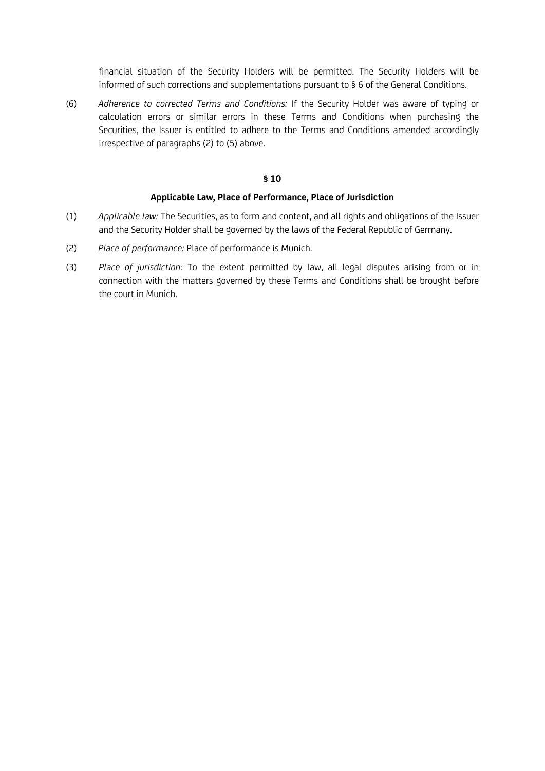financial situation of the Security Holders will be permitted. The Security Holders will be informed of such corrections and supplementations pursuant to § 6 of the General Conditions.

(6) *Adherence to corrected Terms and Conditions:* If the Security Holder was aware of typing or calculation errors or similar errors in these Terms and Conditions when purchasing the Securities, the Issuer is entitled to adhere to the Terms and Conditions amended accordingly irrespective of paragraphs (2) to (5) above.

**§ 10**

**Applicable Law, Place of Performance, Place of Jurisdiction**

(1) *Applicable law:* The Securities, as to form and content, and all rights and obligations of the Issuer and the Security Holder shall be governed by the laws of the Federal Republic of Germany.

(2) *Place of performance:* Place of performance is Munich.

(3) *Place of jurisdiction:* To the extent permitted by law, all legal disputes arising from or in connection with the matters governed by these Terms and Conditions shall be brought before the court in Munich.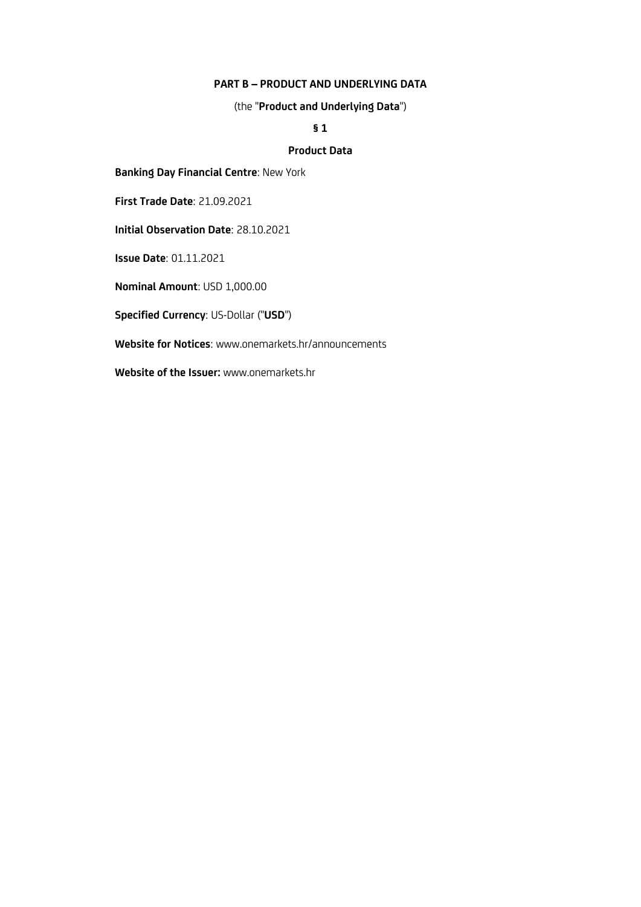# PART B – PRODUCT AND UNDERLYING DATA

(the "**Product and Underlying Data**")

## § 1

## Product Data

**Banking Day Financial Centre**: New York

**First Trade Date**: 21.09.2021

**Initial Observation Date**: 28.10.2021

**Issue Date**: 01.11.2021

**Nominal Amount**: USD 1,000.00

**Specified Currency**: US-Dollar ("**USD**")

**Website for Notices**: www.onemarkets.hr/announcements

**Website of the Issuer:** www.onemarkets.hr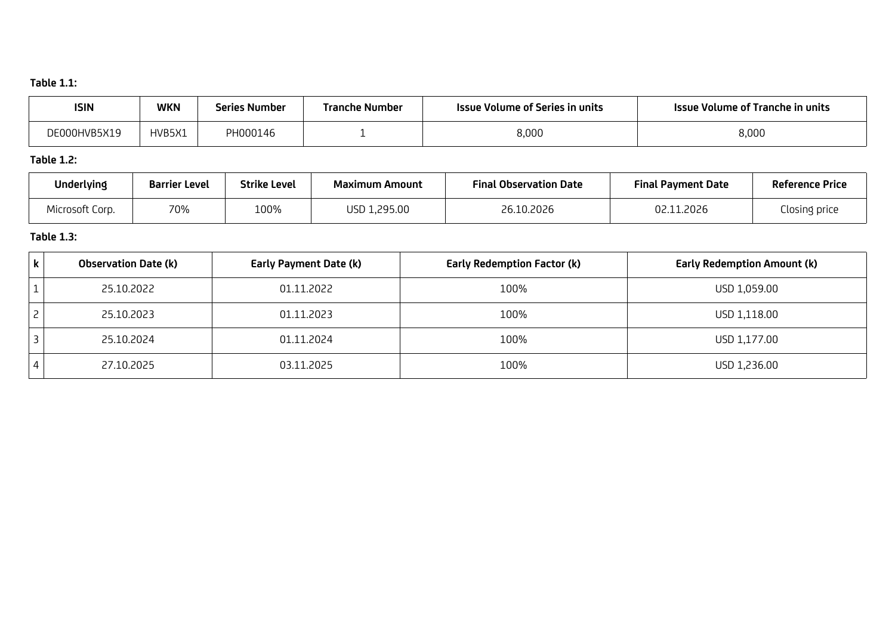**Table 1.1:**

| ISIN | WKN | Series Number | Tranche Number | Issue Volume of Series in units | Issue Volume of Tranche in units |
| --- | --- | --- | --- | --- | --- |
| DE000HVB5X19 | HVB5X1 | PH000146 | 1 | 8,000 | 8,000 |

**Table 1.2:**

| Underlying | Barrier Level | Strike Level | Maximum Amount | Final Observation Date | Final Payment Date | Reference Price |
| --- | --- | --- | --- | --- | --- | --- |
| Microsoft Corp. | 70% | 100% | USD 1,295.00 | 26.10.2026 | 02.11.2026 | Closing price |

**Table 1.3:**

| k | Observation Date (k) | Early Payment Date (k) | Early Redemption Factor (k) | Early Redemption Amount (k) |
| --- | --- | --- | --- | --- |
| 1 | 25.10.2022 | 01.11.2022 | 100% | USD 1,059.00 |
| 2 | 25.10.2023 | 01.11.2023 | 100% | USD 1,118.00 |
| 3 | 25.10.2024 | 01.11.2024 | 100% | USD 1,177.00 |
| 4 | 27.10.2025 | 03.11.2025 | 100% | USD 1,236.00 |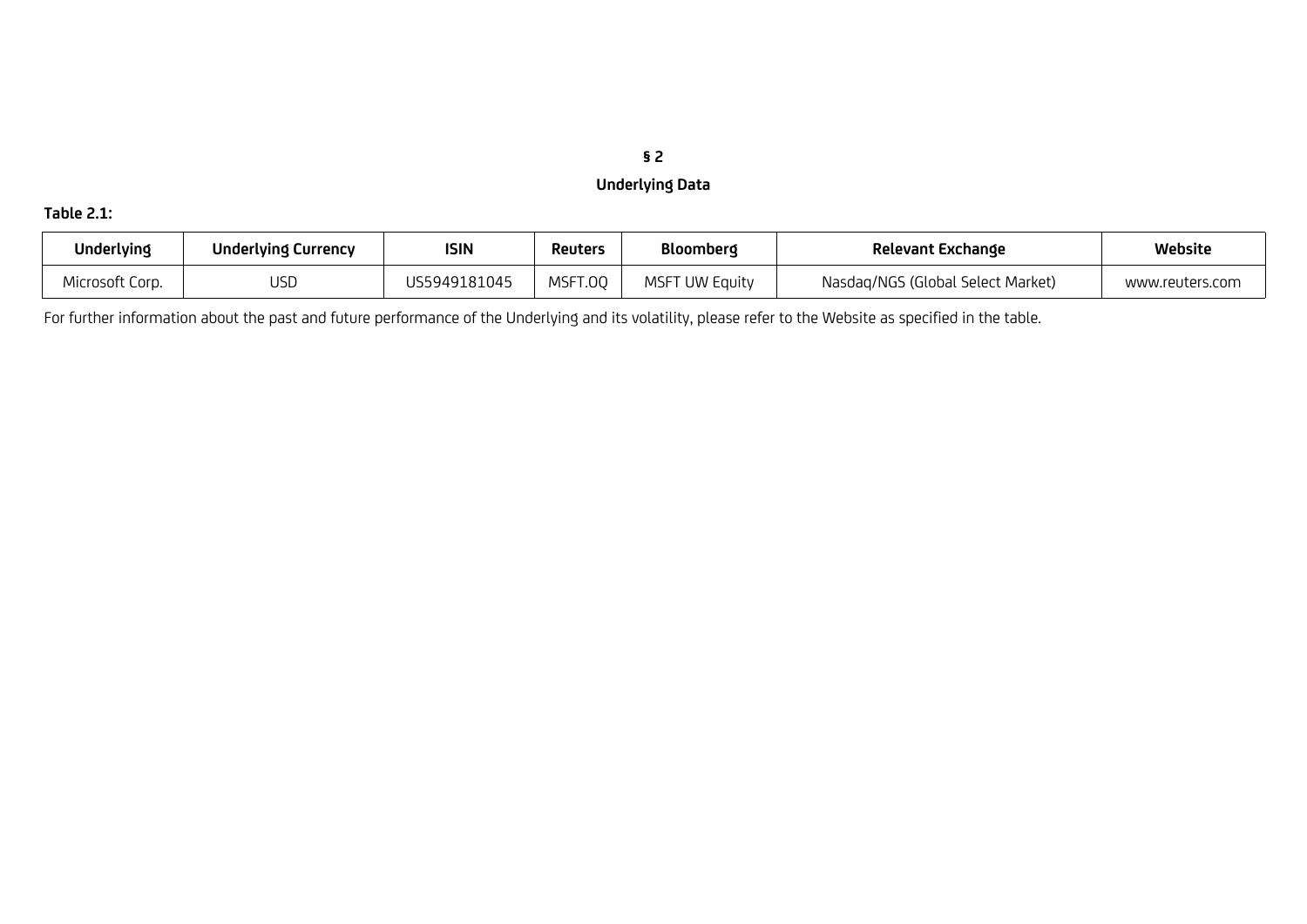## § 2

## Underlying Data

**Table 2.1:**

| Underlying | Underlying Currency | ISIN | Reuters | Bloomberg | Relevant Exchange | Website |
|---|---|---|---|---|---|---|
| Microsoft Corp. | USD | US5949181045 | MSFT.OQ | MSFT UW Equity | Nasdaq/NGS (Global Select Market) | www.reuters.com |

For further information about the past and future performance of the Underlying and its volatility, please refer to the Website as specified in the table.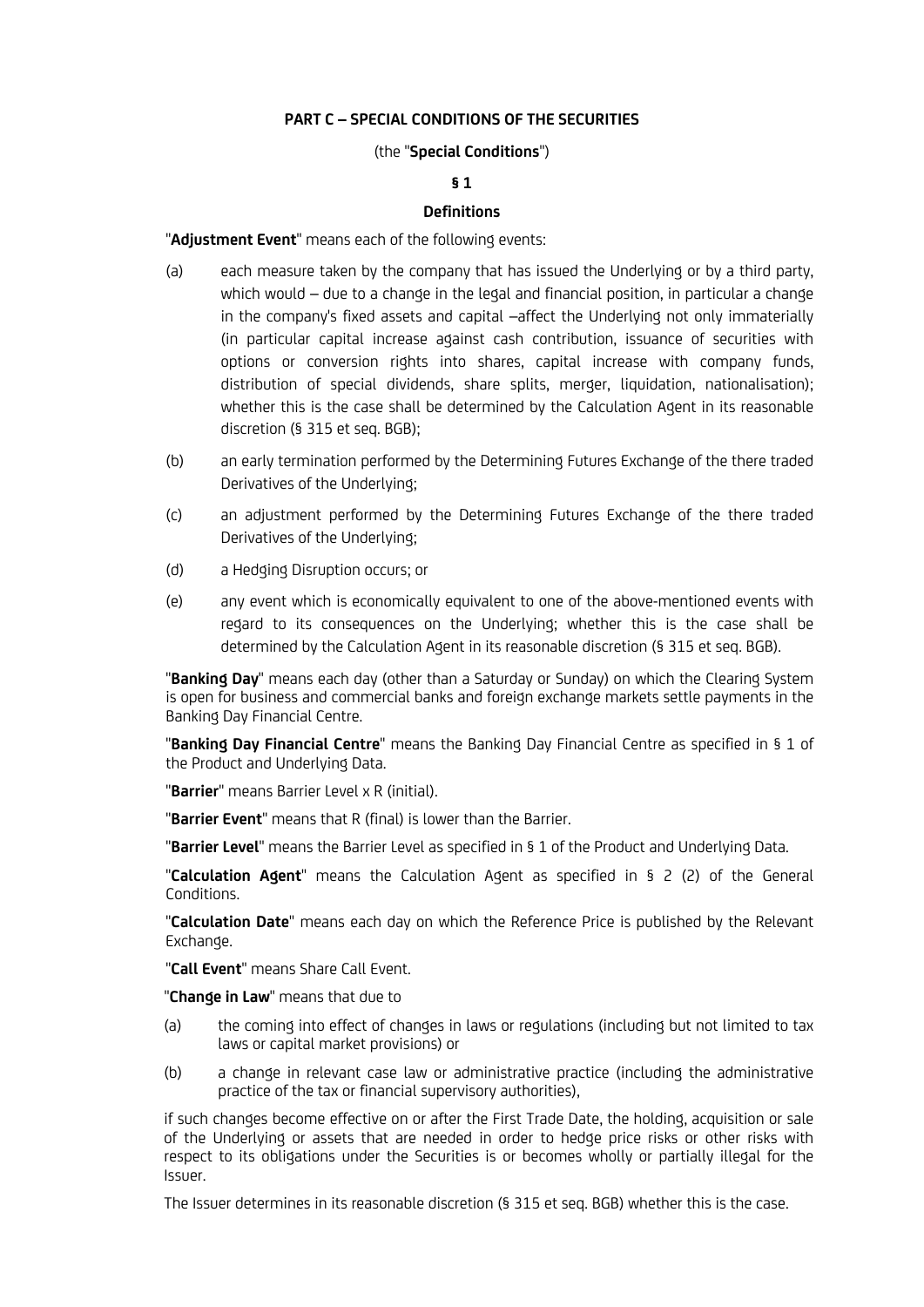## PART C – SPECIAL CONDITIONS OF THE SECURITIES

(the "**Special Conditions**")

### § 1

### Definitions

"**Adjustment Event**" means each of the following events:

(a) each measure taken by the company that has issued the Underlying or by a third party, which would – due to a change in the legal and financial position, in particular a change in the company's fixed assets and capital –affect the Underlying not only immaterially (in particular capital increase against cash contribution, issuance of securities with options or conversion rights into shares, capital increase with company funds, distribution of special dividends, share splits, merger, liquidation, nationalisation); whether this is the case shall be determined by the Calculation Agent in its reasonable discretion (§ 315 et seq. BGB);

(b) an early termination performed by the Determining Futures Exchange of the there traded Derivatives of the Underlying;

(c) an adjustment performed by the Determining Futures Exchange of the there traded Derivatives of the Underlying;

(d) a Hedging Disruption occurs; or

(e) any event which is economically equivalent to one of the above-mentioned events with regard to its consequences on the Underlying; whether this is the case shall be determined by the Calculation Agent in its reasonable discretion (§ 315 et seq. BGB).

"**Banking Day**" means each day (other than a Saturday or Sunday) on which the Clearing System is open for business and commercial banks and foreign exchange markets settle payments in the Banking Day Financial Centre.

"**Banking Day Financial Centre**" means the Banking Day Financial Centre as specified in § 1 of the Product and Underlying Data.

"**Barrier**" means Barrier Level x R (initial).

"**Barrier Event**" means that R (final) is lower than the Barrier.

"**Barrier Level**" means the Barrier Level as specified in § 1 of the Product and Underlying Data.

"**Calculation Agent**" means the Calculation Agent as specified in § 2 (2) of the General Conditions.

"**Calculation Date**" means each day on which the Reference Price is published by the Relevant Exchange.

"**Call Event**" means Share Call Event.

"**Change in Law**" means that due to

(a) the coming into effect of changes in laws or regulations (including but not limited to tax laws or capital market provisions) or

(b) a change in relevant case law or administrative practice (including the administrative practice of the tax or financial supervisory authorities),

if such changes become effective on or after the First Trade Date, the holding, acquisition or sale of the Underlying or assets that are needed in order to hedge price risks or other risks with respect to its obligations under the Securities is or becomes wholly or partially illegal for the Issuer.

The Issuer determines in its reasonable discretion (§ 315 et seq. BGB) whether this is the case.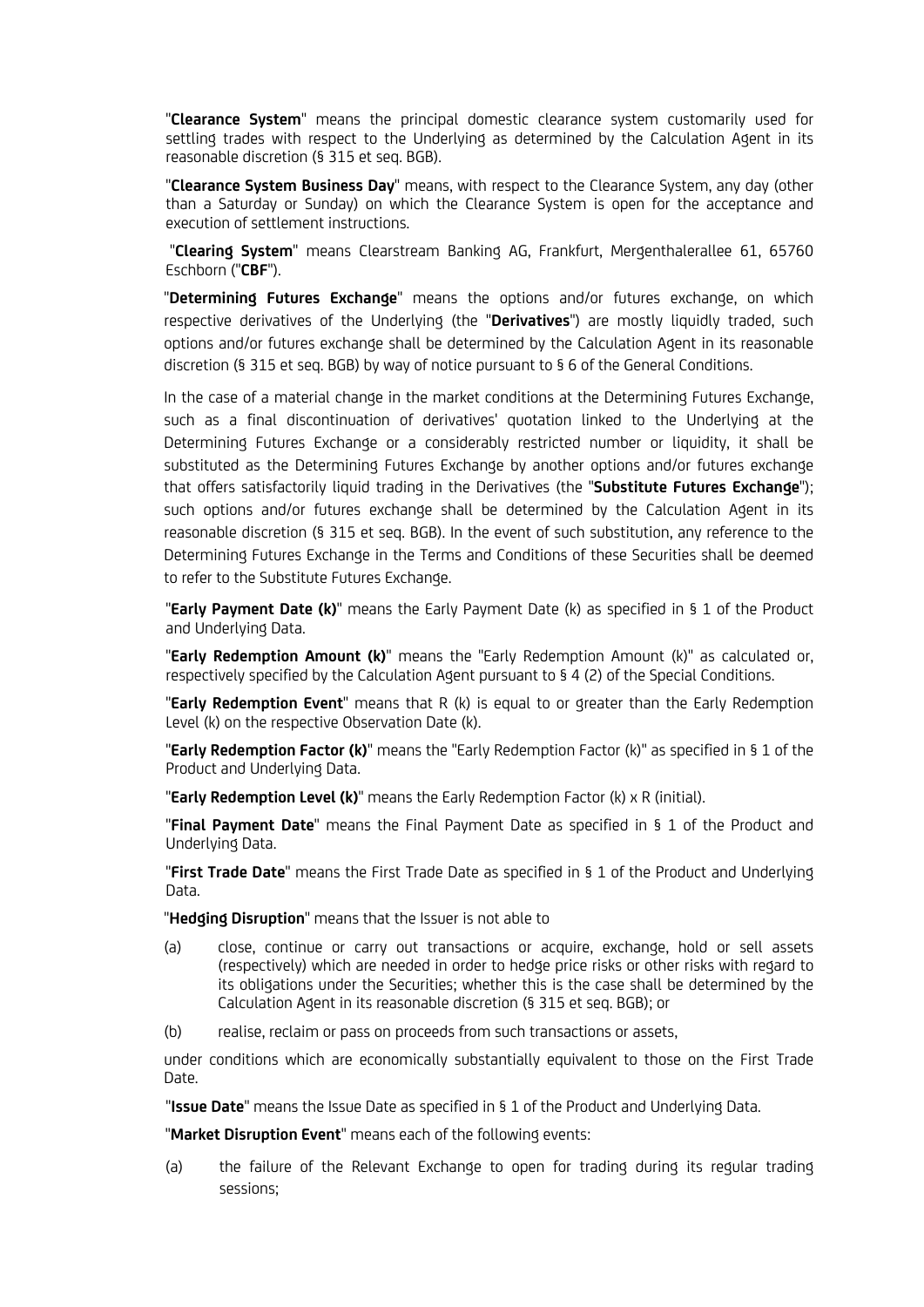"**Clearance System**" means the principal domestic clearance system customarily used for settling trades with respect to the Underlying as determined by the Calculation Agent in its reasonable discretion (§ 315 et seq. BGB).

"**Clearance System Business Day**" means, with respect to the Clearance System, any day (other than a Saturday or Sunday) on which the Clearance System is open for the acceptance and execution of settlement instructions.

"**Clearing System**" means Clearstream Banking AG, Frankfurt, Mergenthalerallee 61, 65760 Eschborn ("**CBF**").

"**Determining Futures Exchange**" means the options and/or futures exchange, on which respective derivatives of the Underlying (the "**Derivatives**") are mostly liquidly traded, such options and/or futures exchange shall be determined by the Calculation Agent in its reasonable discretion (§ 315 et seq. BGB) by way of notice pursuant to § 6 of the General Conditions.

In the case of a material change in the market conditions at the Determining Futures Exchange, such as a final discontinuation of derivatives' quotation linked to the Underlying at the Determining Futures Exchange or a considerably restricted number or liquidity, it shall be substituted as the Determining Futures Exchange by another options and/or futures exchange that offers satisfactorily liquid trading in the Derivatives (the "**Substitute Futures Exchange**"); such options and/or futures exchange shall be determined by the Calculation Agent in its reasonable discretion (§ 315 et seq. BGB). In the event of such substitution, any reference to the Determining Futures Exchange in the Terms and Conditions of these Securities shall be deemed to refer to the Substitute Futures Exchange.

"**Early Payment Date (k)**" means the Early Payment Date (k) as specified in § 1 of the Product and Underlying Data.

"**Early Redemption Amount (k)**" means the "Early Redemption Amount (k)" as calculated or, respectively specified by the Calculation Agent pursuant to § 4 (2) of the Special Conditions.

"**Early Redemption Event**" means that R (k) is equal to or greater than the Early Redemption Level (k) on the respective Observation Date (k).

"**Early Redemption Factor (k)**" means the "Early Redemption Factor (k)" as specified in § 1 of the Product and Underlying Data.

"**Early Redemption Level (k)**" means the Early Redemption Factor (k) x R (initial).

"**Final Payment Date**" means the Final Payment Date as specified in § 1 of the Product and Underlying Data.

"**First Trade Date**" means the First Trade Date as specified in § 1 of the Product and Underlying Data.

"**Hedging Disruption**" means that the Issuer is not able to

(a) close, continue or carry out transactions or acquire, exchange, hold or sell assets (respectively) which are needed in order to hedge price risks or other risks with regard to its obligations under the Securities; whether this is the case shall be determined by the Calculation Agent in its reasonable discretion (§ 315 et seq. BGB); or

(b) realise, reclaim or pass on proceeds from such transactions or assets,

under conditions which are economically substantially equivalent to those on the First Trade Date.

"**Issue Date**" means the Issue Date as specified in § 1 of the Product and Underlying Data.

"**Market Disruption Event**" means each of the following events:

(a) the failure of the Relevant Exchange to open for trading during its regular trading sessions;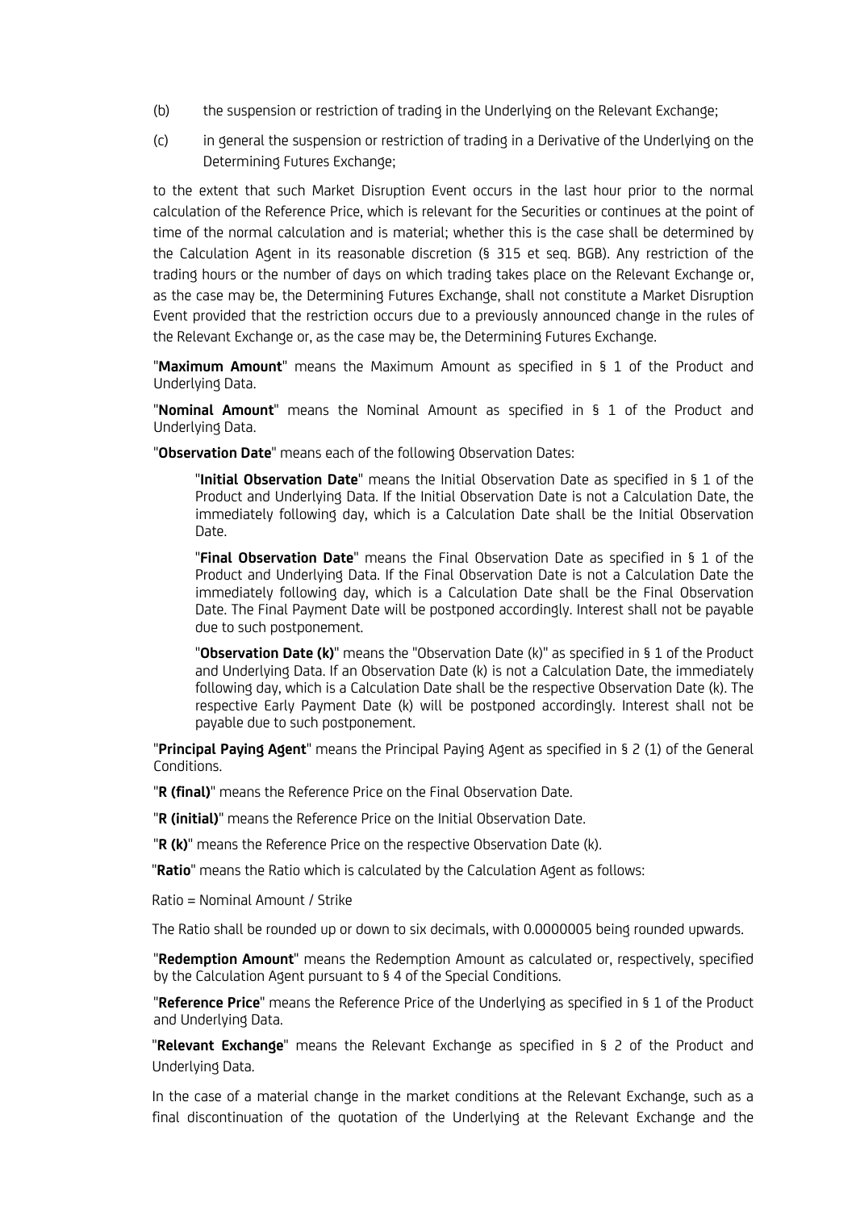(b) the suspension or restriction of trading in the Underlying on the Relevant Exchange;

(c) in general the suspension or restriction of trading in a Derivative of the Underlying on the Determining Futures Exchange;

to the extent that such Market Disruption Event occurs in the last hour prior to the normal calculation of the Reference Price, which is relevant for the Securities or continues at the point of time of the normal calculation and is material; whether this is the case shall be determined by the Calculation Agent in its reasonable discretion (§ 315 et seq. BGB). Any restriction of the trading hours or the number of days on which trading takes place on the Relevant Exchange or, as the case may be, the Determining Futures Exchange, shall not constitute a Market Disruption Event provided that the restriction occurs due to a previously announced change in the rules of the Relevant Exchange or, as the case may be, the Determining Futures Exchange.

"**Maximum Amount**" means the Maximum Amount as specified in § 1 of the Product and Underlying Data.

"**Nominal Amount**" means the Nominal Amount as specified in § 1 of the Product and Underlying Data.

"**Observation Date**" means each of the following Observation Dates:

> "**Initial Observation Date**" means the Initial Observation Date as specified in § 1 of the Product and Underlying Data. If the Initial Observation Date is not a Calculation Date, the immediately following day, which is a Calculation Date shall be the Initial Observation Date.
>
> "**Final Observation Date**" means the Final Observation Date as specified in § 1 of the Product and Underlying Data. If the Final Observation Date is not a Calculation Date the immediately following day, which is a Calculation Date shall be the Final Observation Date. The Final Payment Date will be postponed accordingly. Interest shall not be payable due to such postponement.
>
> "**Observation Date (k)**" means the "Observation Date (k)" as specified in § 1 of the Product and Underlying Data. If an Observation Date (k) is not a Calculation Date, the immediately following day, which is a Calculation Date shall be the respective Observation Date (k). The respective Early Payment Date (k) will be postponed accordingly. Interest shall not be payable due to such postponement.

"**Principal Paying Agent**" means the Principal Paying Agent as specified in § 2 (1) of the General Conditions.

"**R (final)**" means the Reference Price on the Final Observation Date.

"**R (initial)**" means the Reference Price on the Initial Observation Date.

"**R (k)**" means the Reference Price on the respective Observation Date (k).

"**Ratio**" means the Ratio which is calculated by the Calculation Agent as follows:

Ratio = Nominal Amount / Strike

The Ratio shall be rounded up or down to six decimals, with 0.0000005 being rounded upwards.

"**Redemption Amount**" means the Redemption Amount as calculated or, respectively, specified by the Calculation Agent pursuant to § 4 of the Special Conditions.

"**Reference Price**" means the Reference Price of the Underlying as specified in § 1 of the Product and Underlying Data.

"**Relevant Exchange**" means the Relevant Exchange as specified in § 2 of the Product and Underlying Data.

In the case of a material change in the market conditions at the Relevant Exchange, such as a final discontinuation of the quotation of the Underlying at the Relevant Exchange and the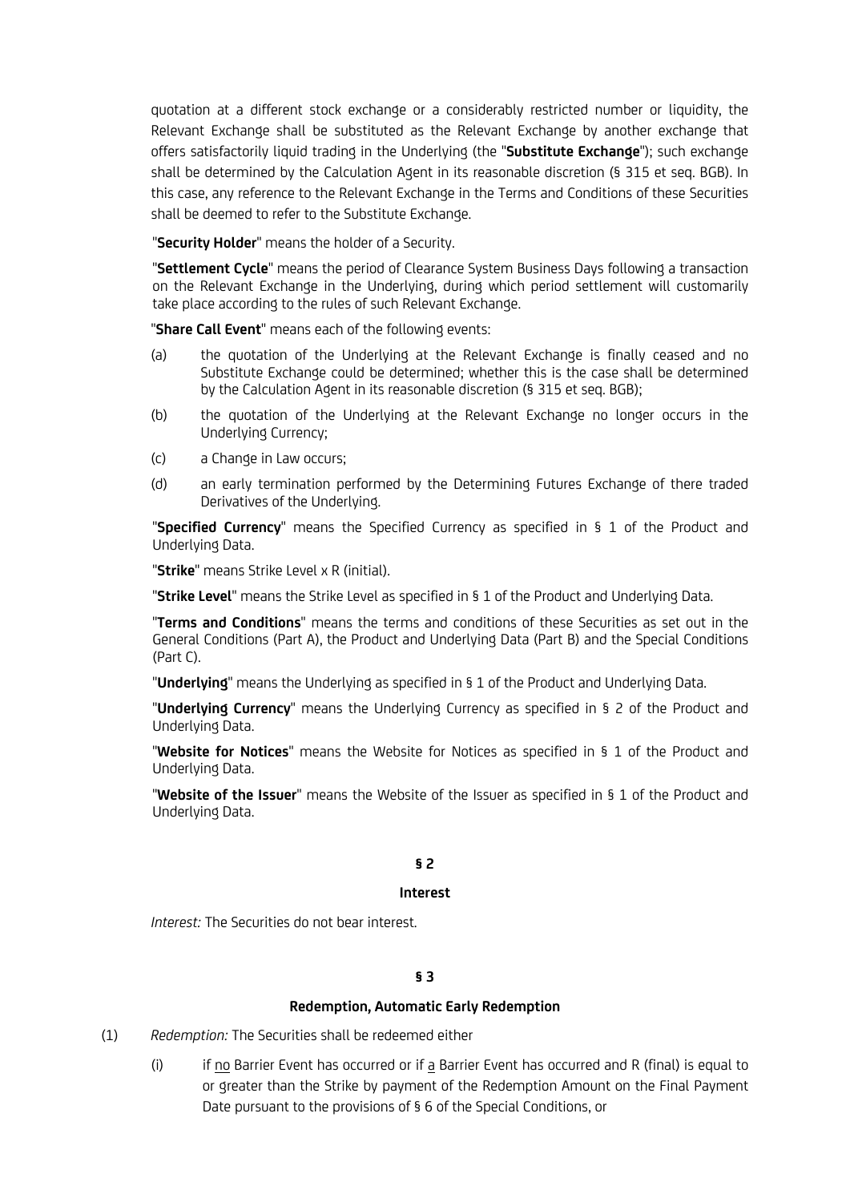quotation at a different stock exchange or a considerably restricted number or liquidity, the Relevant Exchange shall be substituted as the Relevant Exchange by another exchange that offers satisfactorily liquid trading in the Underlying (the "**Substitute Exchange**"); such exchange shall be determined by the Calculation Agent in its reasonable discretion (§ 315 et seq. BGB). In this case, any reference to the Relevant Exchange in the Terms and Conditions of these Securities shall be deemed to refer to the Substitute Exchange.

"**Security Holder**" means the holder of a Security.

"**Settlement Cycle**" means the period of Clearance System Business Days following a transaction on the Relevant Exchange in the Underlying, during which period settlement will customarily take place according to the rules of such Relevant Exchange.

"**Share Call Event**" means each of the following events:

(a) the quotation of the Underlying at the Relevant Exchange is finally ceased and no Substitute Exchange could be determined; whether this is the case shall be determined by the Calculation Agent in its reasonable discretion (§ 315 et seq. BGB);

(b) the quotation of the Underlying at the Relevant Exchange no longer occurs in the Underlying Currency;

(c) a Change in Law occurs;

(d) an early termination performed by the Determining Futures Exchange of there traded Derivatives of the Underlying.

"**Specified Currency**" means the Specified Currency as specified in § 1 of the Product and Underlying Data.

"**Strike**" means Strike Level x R (initial).

"**Strike Level**" means the Strike Level as specified in § 1 of the Product and Underlying Data.

"**Terms and Conditions**" means the terms and conditions of these Securities as set out in the General Conditions (Part A), the Product and Underlying Data (Part B) and the Special Conditions (Part C).

"**Underlying**" means the Underlying as specified in § 1 of the Product and Underlying Data.

"**Underlying Currency**" means the Underlying Currency as specified in § 2 of the Product and Underlying Data.

"**Website for Notices**" means the Website for Notices as specified in § 1 of the Product and Underlying Data.

"**Website of the Issuer**" means the Website of the Issuer as specified in § 1 of the Product and Underlying Data.

## § 2

## Interest

*Interest:* The Securities do not bear interest.

## § 3

## Redemption, Automatic Early Redemption

(1) *Redemption:* The Securities shall be redeemed either

(i) if no Barrier Event has occurred or if a Barrier Event has occurred and R (final) is equal to or greater than the Strike by payment of the Redemption Amount on the Final Payment Date pursuant to the provisions of § 6 of the Special Conditions, or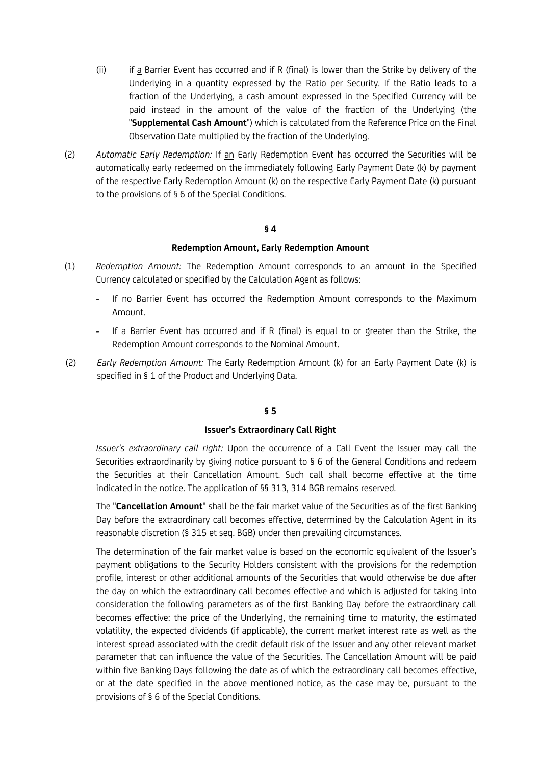(ii) if a Barrier Event has occurred and if R (final) is lower than the Strike by delivery of the Underlying in a quantity expressed by the Ratio per Security. If the Ratio leads to a fraction of the Underlying, a cash amount expressed in the Specified Currency will be paid instead in the amount of the value of the fraction of the Underlying (the "**Supplemental Cash Amount**") which is calculated from the Reference Price on the Final Observation Date multiplied by the fraction of the Underlying.

(2) *Automatic Early Redemption:* If an Early Redemption Event has occurred the Securities will be automatically early redeemed on the immediately following Early Payment Date (k) by payment of the respective Early Redemption Amount (k) on the respective Early Payment Date (k) pursuant to the provisions of § 6 of the Special Conditions.

**§ 4**

**Redemption Amount, Early Redemption Amount**

(1) *Redemption Amount:* The Redemption Amount corresponds to an amount in the Specified Currency calculated or specified by the Calculation Agent as follows:

- If no Barrier Event has occurred the Redemption Amount corresponds to the Maximum Amount.
- If a Barrier Event has occurred and if R (final) is equal to or greater than the Strike, the Redemption Amount corresponds to the Nominal Amount.

(2) *Early Redemption Amount:* The Early Redemption Amount (k) for an Early Payment Date (k) is specified in § 1 of the Product and Underlying Data.

**§ 5**

**Issuer's Extraordinary Call Right**

*Issuer's extraordinary call right:* Upon the occurrence of a Call Event the Issuer may call the Securities extraordinarily by giving notice pursuant to § 6 of the General Conditions and redeem the Securities at their Cancellation Amount. Such call shall become effective at the time indicated in the notice. The application of §§ 313, 314 BGB remains reserved.

The "**Cancellation Amount**" shall be the fair market value of the Securities as of the first Banking Day before the extraordinary call becomes effective, determined by the Calculation Agent in its reasonable discretion (§ 315 et seq. BGB) under then prevailing circumstances.

The determination of the fair market value is based on the economic equivalent of the Issuer's payment obligations to the Security Holders consistent with the provisions for the redemption profile, interest or other additional amounts of the Securities that would otherwise be due after the day on which the extraordinary call becomes effective and which is adjusted for taking into consideration the following parameters as of the first Banking Day before the extraordinary call becomes effective: the price of the Underlying, the remaining time to maturity, the estimated volatility, the expected dividends (if applicable), the current market interest rate as well as the interest spread associated with the credit default risk of the Issuer and any other relevant market parameter that can influence the value of the Securities. The Cancellation Amount will be paid within five Banking Days following the date as of which the extraordinary call becomes effective, or at the date specified in the above mentioned notice, as the case may be, pursuant to the provisions of § 6 of the Special Conditions.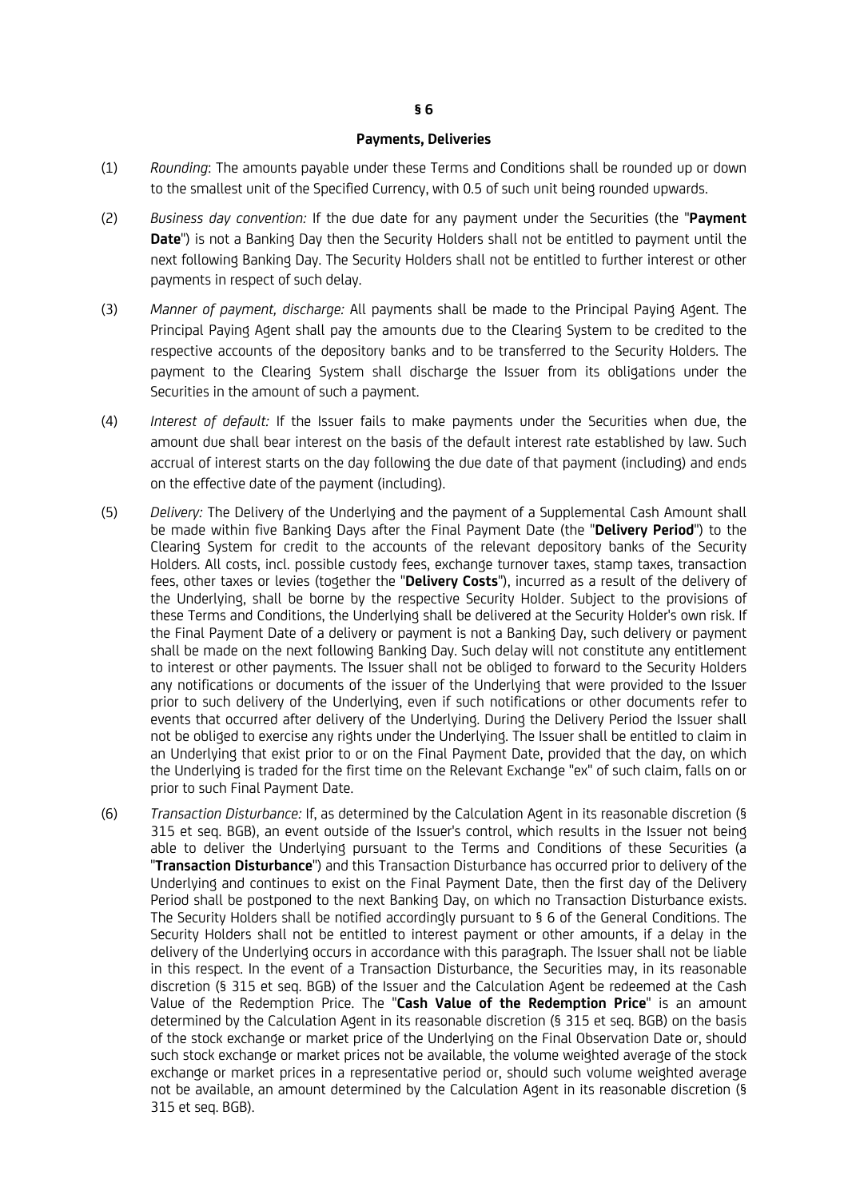## § 6

## Payments, Deliveries

(1) *Rounding*: The amounts payable under these Terms and Conditions shall be rounded up or down to the smallest unit of the Specified Currency, with 0.5 of such unit being rounded upwards.

(2) *Business day convention:* If the due date for any payment under the Securities (the "**Payment Date**") is not a Banking Day then the Security Holders shall not be entitled to payment until the next following Banking Day. The Security Holders shall not be entitled to further interest or other payments in respect of such delay.

(3) *Manner of payment, discharge:* All payments shall be made to the Principal Paying Agent. The Principal Paying Agent shall pay the amounts due to the Clearing System to be credited to the respective accounts of the depository banks and to be transferred to the Security Holders. The payment to the Clearing System shall discharge the Issuer from its obligations under the Securities in the amount of such a payment.

(4) *Interest of default:* If the Issuer fails to make payments under the Securities when due, the amount due shall bear interest on the basis of the default interest rate established by law. Such accrual of interest starts on the day following the due date of that payment (including) and ends on the effective date of the payment (including).

(5) *Delivery:* The Delivery of the Underlying and the payment of a Supplemental Cash Amount shall be made within five Banking Days after the Final Payment Date (the "**Delivery Period**") to the Clearing System for credit to the accounts of the relevant depository banks of the Security Holders. All costs, incl. possible custody fees, exchange turnover taxes, stamp taxes, transaction fees, other taxes or levies (together the "**Delivery Costs**"), incurred as a result of the delivery of the Underlying, shall be borne by the respective Security Holder. Subject to the provisions of these Terms and Conditions, the Underlying shall be delivered at the Security Holder's own risk. If the Final Payment Date of a delivery or payment is not a Banking Day, such delivery or payment shall be made on the next following Banking Day. Such delay will not constitute any entitlement to interest or other payments. The Issuer shall not be obliged to forward to the Security Holders any notifications or documents of the issuer of the Underlying that were provided to the Issuer prior to such delivery of the Underlying, even if such notifications or other documents refer to events that occurred after delivery of the Underlying. During the Delivery Period the Issuer shall not be obliged to exercise any rights under the Underlying. The Issuer shall be entitled to claim in an Underlying that exist prior to or on the Final Payment Date, provided that the day, on which the Underlying is traded for the first time on the Relevant Exchange "ex" of such claim, falls on or prior to such Final Payment Date.

(6) *Transaction Disturbance:* If, as determined by the Calculation Agent in its reasonable discretion (§ 315 et seq. BGB), an event outside of the Issuer's control, which results in the Issuer not being able to deliver the Underlying pursuant to the Terms and Conditions of these Securities (a "**Transaction Disturbance**") and this Transaction Disturbance has occurred prior to delivery of the Underlying and continues to exist on the Final Payment Date, then the first day of the Delivery Period shall be postponed to the next Banking Day, on which no Transaction Disturbance exists. The Security Holders shall be notified accordingly pursuant to § 6 of the General Conditions. The Security Holders shall not be entitled to interest payment or other amounts, if a delay in the delivery of the Underlying occurs in accordance with this paragraph. The Issuer shall not be liable in this respect. In the event of a Transaction Disturbance, the Securities may, in its reasonable discretion (§ 315 et seq. BGB) of the Issuer and the Calculation Agent be redeemed at the Cash Value of the Redemption Price. The "**Cash Value of the Redemption Price**" is an amount determined by the Calculation Agent in its reasonable discretion (§ 315 et seq. BGB) on the basis of the stock exchange or market price of the Underlying on the Final Observation Date or, should such stock exchange or market prices not be available, the volume weighted average of the stock exchange or market prices in a representative period or, should such volume weighted average not be available, an amount determined by the Calculation Agent in its reasonable discretion (§ 315 et seq. BGB).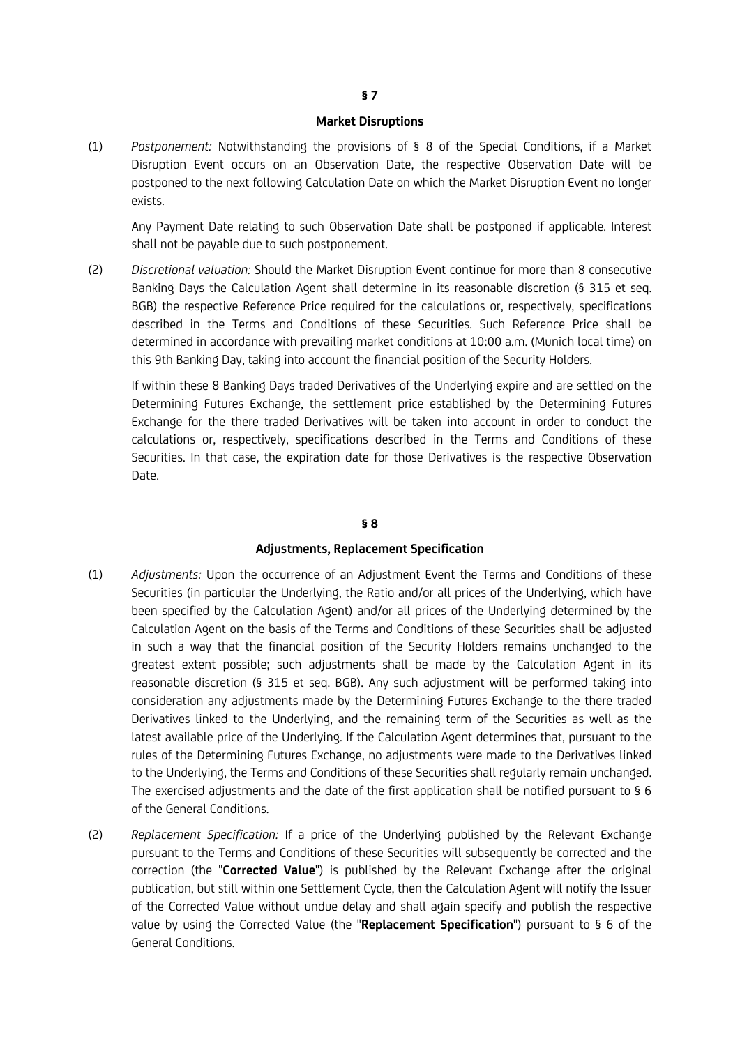## § 7

### Market Disruptions

(1) *Postponement:* Notwithstanding the provisions of § 8 of the Special Conditions, if a Market Disruption Event occurs on an Observation Date, the respective Observation Date will be postponed to the next following Calculation Date on which the Market Disruption Event no longer exists.

Any Payment Date relating to such Observation Date shall be postponed if applicable. Interest shall not be payable due to such postponement.

(2) *Discretional valuation:* Should the Market Disruption Event continue for more than 8 consecutive Banking Days the Calculation Agent shall determine in its reasonable discretion (§ 315 et seq. BGB) the respective Reference Price required for the calculations or, respectively, specifications described in the Terms and Conditions of these Securities. Such Reference Price shall be determined in accordance with prevailing market conditions at 10:00 a.m. (Munich local time) on this 9th Banking Day, taking into account the financial position of the Security Holders.

If within these 8 Banking Days traded Derivatives of the Underlying expire and are settled on the Determining Futures Exchange, the settlement price established by the Determining Futures Exchange for the there traded Derivatives will be taken into account in order to conduct the calculations or, respectively, specifications described in the Terms and Conditions of these Securities. In that case, the expiration date for those Derivatives is the respective Observation Date.

## § 8

### Adjustments, Replacement Specification

(1) *Adjustments:* Upon the occurrence of an Adjustment Event the Terms and Conditions of these Securities (in particular the Underlying, the Ratio and/or all prices of the Underlying, which have been specified by the Calculation Agent) and/or all prices of the Underlying determined by the Calculation Agent on the basis of the Terms and Conditions of these Securities shall be adjusted in such a way that the financial position of the Security Holders remains unchanged to the greatest extent possible; such adjustments shall be made by the Calculation Agent in its reasonable discretion (§ 315 et seq. BGB). Any such adjustment will be performed taking into consideration any adjustments made by the Determining Futures Exchange to the there traded Derivatives linked to the Underlying, and the remaining term of the Securities as well as the latest available price of the Underlying. If the Calculation Agent determines that, pursuant to the rules of the Determining Futures Exchange, no adjustments were made to the Derivatives linked to the Underlying, the Terms and Conditions of these Securities shall regularly remain unchanged. The exercised adjustments and the date of the first application shall be notified pursuant to § 6 of the General Conditions.

(2) *Replacement Specification:* If a price of the Underlying published by the Relevant Exchange pursuant to the Terms and Conditions of these Securities will subsequently be corrected and the correction (the "**Corrected Value**") is published by the Relevant Exchange after the original publication, but still within one Settlement Cycle, then the Calculation Agent will notify the Issuer of the Corrected Value without undue delay and shall again specify and publish the respective value by using the Corrected Value (the "**Replacement Specification**") pursuant to § 6 of the General Conditions.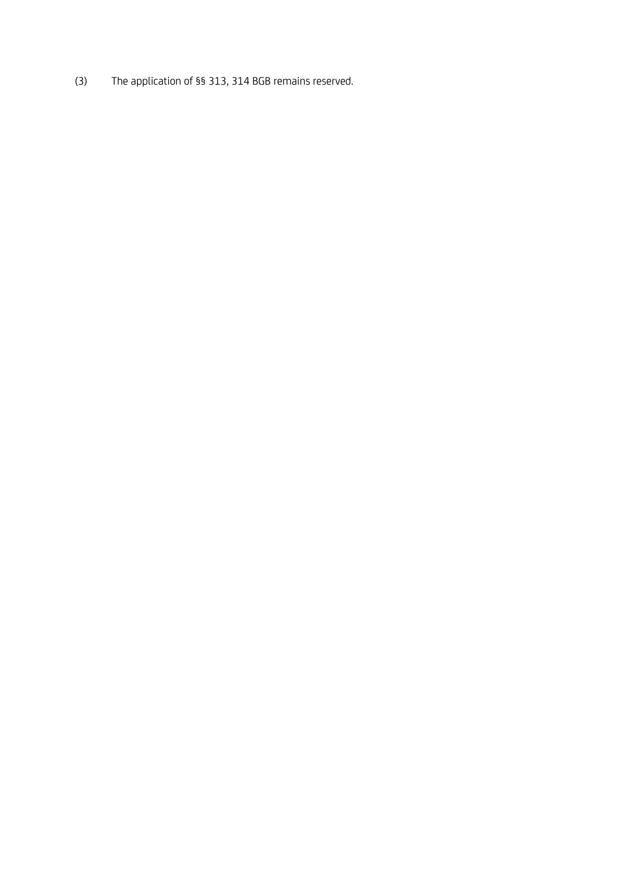(3) The application of §§ 313, 314 BGB remains reserved.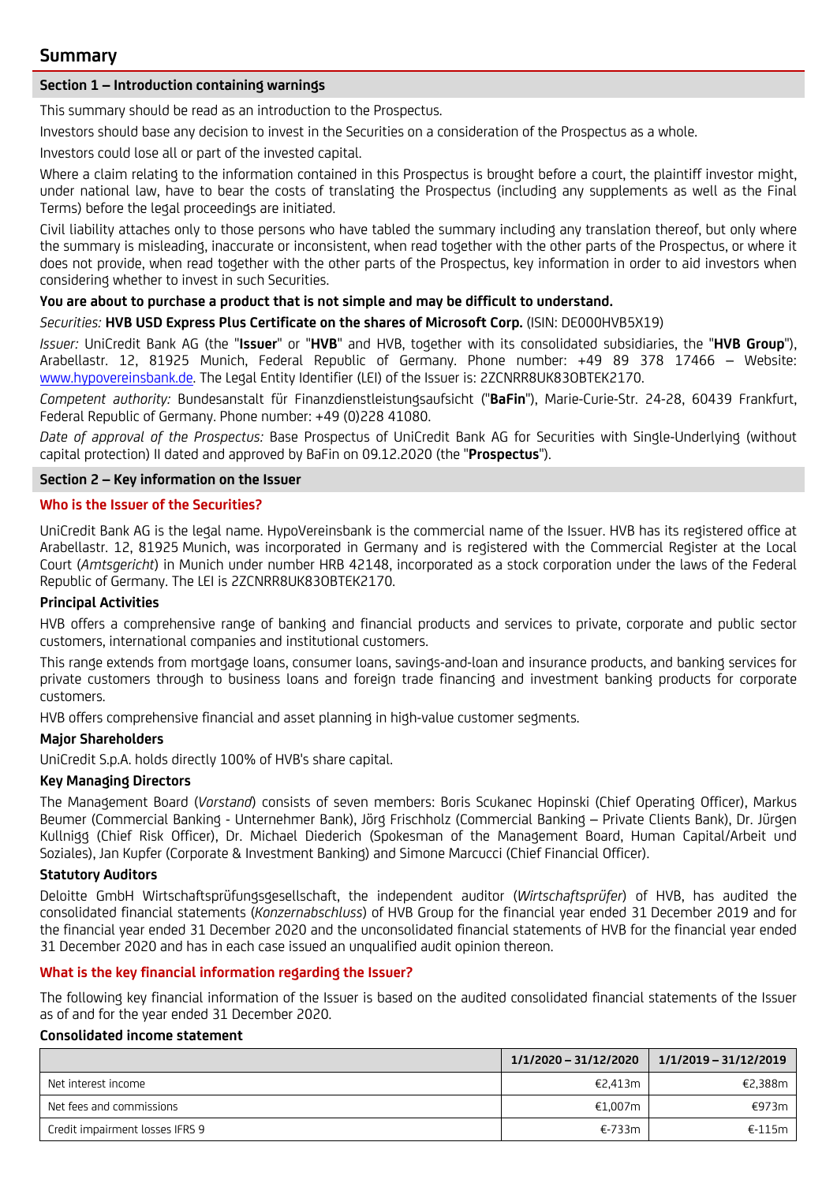# Summary

## Section 1 – Introduction containing warnings

This summary should be read as an introduction to the Prospectus.

Investors should base any decision to invest in the Securities on a consideration of the Prospectus as a whole.

Investors could lose all or part of the invested capital.

Where a claim relating to the information contained in this Prospectus is brought before a court, the plaintiff investor might, under national law, have to bear the costs of translating the Prospectus (including any supplements as well as the Final Terms) before the legal proceedings are initiated.

Civil liability attaches only to those persons who have tabled the summary including any translation thereof, but only where the summary is misleading, inaccurate or inconsistent, when read together with the other parts of the Prospectus, or where it does not provide, when read together with the other parts of the Prospectus, key information in order to aid investors when considering whether to invest in such Securities.

**You are about to purchase a product that is not simple and may be difficult to understand.**

*Securities:* **HVB USD Express Plus Certificate on the shares of Microsoft Corp.** (ISIN: DE000HVB5X19)

*Issuer:* UniCredit Bank AG (the "**Issuer**" or "**HVB**" and HVB, together with its consolidated subsidiaries, the "**HVB Group**"), Arabellastr. 12, 81925 Munich, Federal Republic of Germany. Phone number: +49 89 378 17466 – Website: www.hypovereinsbank.de. The Legal Entity Identifier (LEI) of the Issuer is: 2ZCNRR8UK83OBTEK2170.

*Competent authority:* Bundesanstalt für Finanzdienstleistungsaufsicht ("**BaFin**"), Marie-Curie-Str. 24-28, 60439 Frankfurt, Federal Republic of Germany. Phone number: +49 (0)228 41080.

*Date of approval of the Prospectus:* Base Prospectus of UniCredit Bank AG for Securities with Single-Underlying (without capital protection) II dated and approved by BaFin on 09.12.2020 (the "**Prospectus**").

## Section 2 – Key information on the Issuer

### Who is the Issuer of the Securities?

UniCredit Bank AG is the legal name. HypoVereinsbank is the commercial name of the Issuer. HVB has its registered office at Arabellastr. 12, 81925 Munich, was incorporated in Germany and is registered with the Commercial Register at the Local Court (*Amtsgericht*) in Munich under number HRB 42148, incorporated as a stock corporation under the laws of the Federal Republic of Germany. The LEI is 2ZCNRR8UK83OBTEK2170.

**Principal Activities**

HVB offers a comprehensive range of banking and financial products and services to private, corporate and public sector customers, international companies and institutional customers.

This range extends from mortgage loans, consumer loans, savings-and-loan and insurance products, and banking services for private customers through to business loans and foreign trade financing and investment banking products for corporate customers.

HVB offers comprehensive financial and asset planning in high-value customer segments.

**Major Shareholders**

UniCredit S.p.A. holds directly 100% of HVB's share capital.

**Key Managing Directors**

The Management Board (*Vorstand*) consists of seven members: Boris Scukanec Hopinski (Chief Operating Officer), Markus Beumer (Commercial Banking - Unternehmer Bank), Jörg Frischholz (Commercial Banking – Private Clients Bank), Dr. Jürgen Kullnigg (Chief Risk Officer), Dr. Michael Diederich (Spokesman of the Management Board, Human Capital/Arbeit und Soziales), Jan Kupfer (Corporate & Investment Banking) and Simone Marcucci (Chief Financial Officer).

**Statutory Auditors**

Deloitte GmbH Wirtschaftsprüfungsgesellschaft, the independent auditor (*Wirtschaftsprüfer*) of HVB, has audited the consolidated financial statements (*Konzernabschluss*) of HVB Group for the financial year ended 31 December 2019 and for the financial year ended 31 December 2020 and the unconsolidated financial statements of HVB for the financial year ended 31 December 2020 and has in each case issued an unqualified audit opinion thereon.

### What is the key financial information regarding the Issuer?

The following key financial information of the Issuer is based on the audited consolidated financial statements of the Issuer as of and for the year ended 31 December 2020.

**Consolidated income statement**

| | 1/1/2020 – 31/12/2020 | 1/1/2019 – 31/12/2019 |
|---|---|---|
| Net interest income | €2,413m | €2,388m |
| Net fees and commissions | €1,007m | €973m |
| Credit impairment losses IFRS 9 | €-733m | €-115m |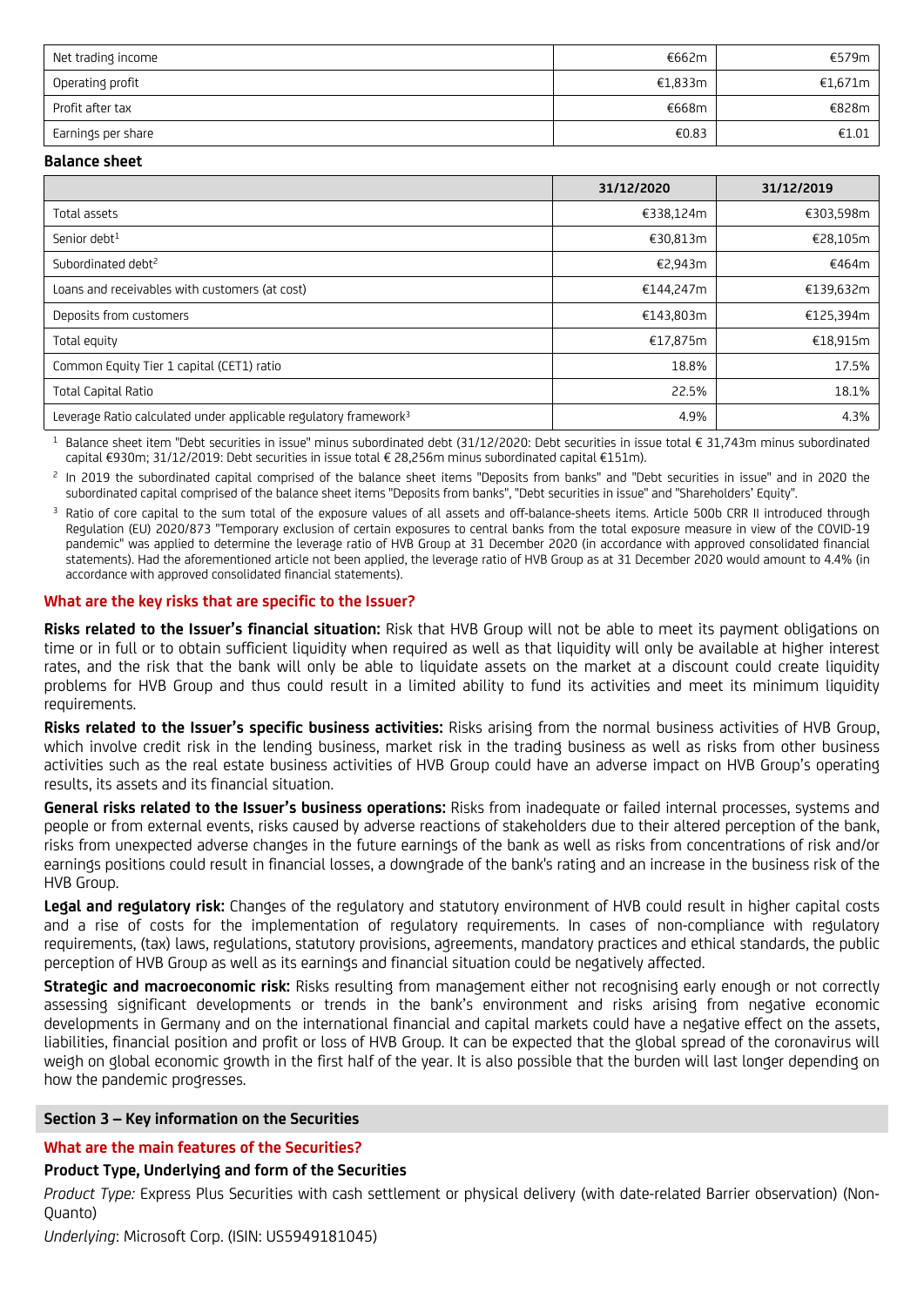| | | |
|---|---|---|
| Net trading income | €662m | €579m |
| Operating profit | €1,833m | €1,671m |
| Profit after tax | €668m | €828m |
| Earnings per share | €0.83 | €1.01 |

**Balance sheet**

| | 31/12/2020 | 31/12/2019 |
|---|---|---|
| Total assets | €338,124m | €303,598m |
| Senior debt[1] | €30,813m | €28,105m |
| Subordinated debt[2] | €2,943m | €464m |
| Loans and receivables with customers (at cost) | €144,247m | €139,632m |
| Deposits from customers | €143,803m | €125,394m |
| Total equity | €17,875m | €18,915m |
| Common Equity Tier 1 capital (CET1) ratio | 18.8% | 17.5% |
| Total Capital Ratio | 22.5% | 18.1% |
| Leverage Ratio calculated under applicable regulatory framework[3] | 4.9% | 4.3% |

[1] Balance sheet item "Debt securities in issue" minus subordinated debt (31/12/2020: Debt securities in issue total € 31,743m minus subordinated capital €930m; 31/12/2019: Debt securities in issue total € 28,256m minus subordinated capital €151m).

[2] In 2019 the subordinated capital comprised of the balance sheet items "Deposits from banks" and "Debt securities in issue" and in 2020 the subordinated capital comprised of the balance sheet items "Deposits from banks", "Debt securities in issue" and "Shareholders' Equity".

[3] Ratio of core capital to the sum total of the exposure values of all assets and off-balance-sheets items. Article 500b CRR II introduced through Regulation (EU) 2020/873 "Temporary exclusion of certain exposures to central banks from the total exposure measure in view of the COVID-19 pandemic" was applied to determine the leverage ratio of HVB Group at 31 December 2020 (in accordance with approved consolidated financial statements). Had the aforementioned article not been applied, the leverage ratio of HVB Group as at 31 December 2020 would amount to 4.4% (in accordance with approved consolidated financial statements).

**What are the key risks that are specific to the Issuer?**

**Risks related to the Issuer's financial situation:** Risk that HVB Group will not be able to meet its payment obligations on time or in full or to obtain sufficient liquidity when required as well as that liquidity will only be available at higher interest rates, and the risk that the bank will only be able to liquidate assets on the market at a discount could create liquidity problems for HVB Group and thus could result in a limited ability to fund its activities and meet its minimum liquidity requirements.

**Risks related to the Issuer's specific business activities:** Risks arising from the normal business activities of HVB Group, which involve credit risk in the lending business, market risk in the trading business as well as risks from other business activities such as the real estate business activities of HVB Group could have an adverse impact on HVB Group's operating results, its assets and its financial situation.

**General risks related to the Issuer's business operations:** Risks from inadequate or failed internal processes, systems and people or from external events, risks caused by adverse reactions of stakeholders due to their altered perception of the bank, risks from unexpected adverse changes in the future earnings of the bank as well as risks from concentrations of risk and/or earnings positions could result in financial losses, a downgrade of the bank's rating and an increase in the business risk of the HVB Group.

**Legal and regulatory risk:** Changes of the regulatory and statutory environment of HVB could result in higher capital costs and a rise of costs for the implementation of regulatory requirements. In cases of non-compliance with regulatory requirements, (tax) laws, regulations, statutory provisions, agreements, mandatory practices and ethical standards, the public perception of HVB Group as well as its earnings and financial situation could be negatively affected.

**Strategic and macroeconomic risk:** Risks resulting from management either not recognising early enough or not correctly assessing significant developments or trends in the bank's environment and risks arising from negative economic developments in Germany and on the international financial and capital markets could have a negative effect on the assets, liabilities, financial position and profit or loss of HVB Group. It can be expected that the global spread of the coronavirus will weigh on global economic growth in the first half of the year. It is also possible that the burden will last longer depending on how the pandemic progresses.

## Section 3 – Key information on the Securities

**What are the main features of the Securities?**

**Product Type, Underlying and form of the Securities**

*Product Type:* Express Plus Securities with cash settlement or physical delivery (with date-related Barrier observation) (Non-Quanto)

*Underlying*: Microsoft Corp. (ISIN: US5949181045)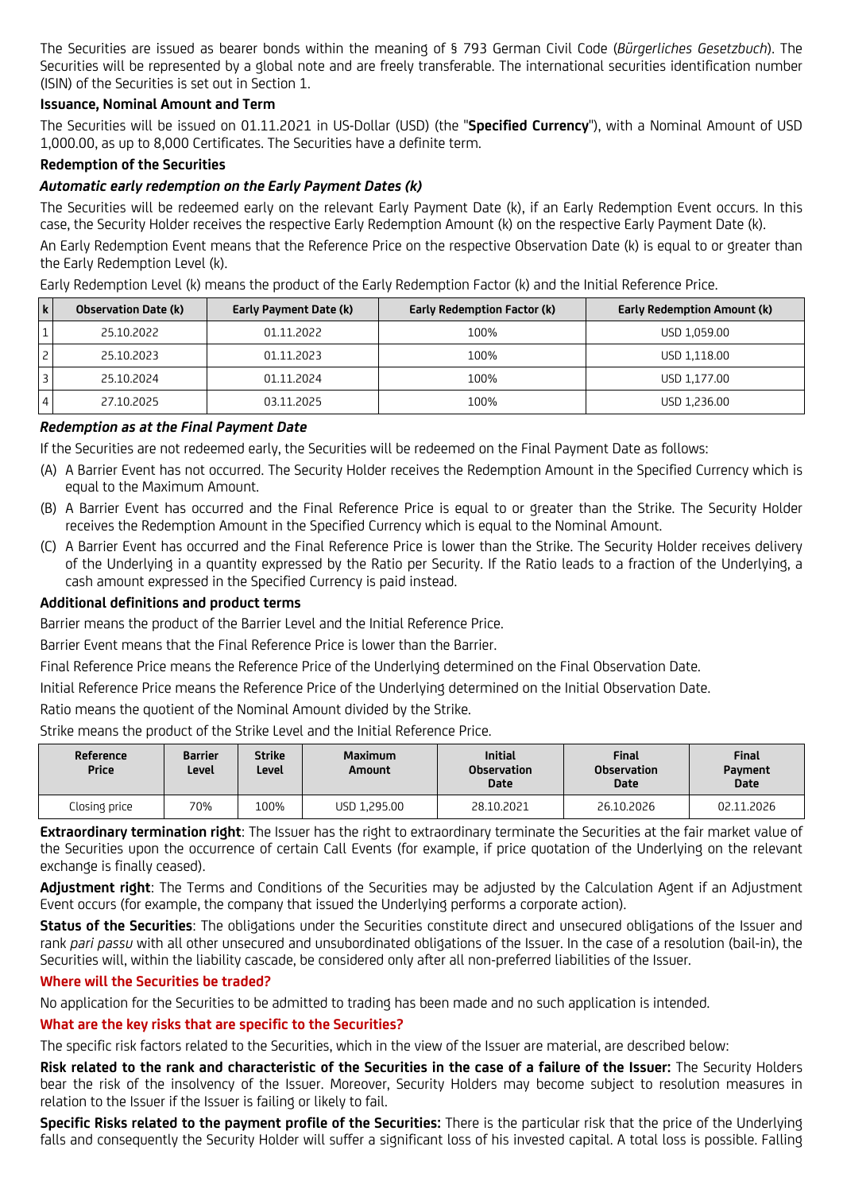The Securities are issued as bearer bonds within the meaning of § 793 German Civil Code (*Bürgerliches Gesetzbuch*). The Securities will be represented by a global note and are freely transferable. The international securities identification number (ISIN) of the Securities is set out in Section 1.

**Issuance, Nominal Amount and Term**

The Securities will be issued on 01.11.2021 in US-Dollar (USD) (the "**Specified Currency**"), with a Nominal Amount of USD 1,000.00, as up to 8,000 Certificates. The Securities have a definite term.

**Redemption of the Securities**

***Automatic early redemption on the Early Payment Dates (k)***

The Securities will be redeemed early on the relevant Early Payment Date (k), if an Early Redemption Event occurs. In this case, the Security Holder receives the respective Early Redemption Amount (k) on the respective Early Payment Date (k).

An Early Redemption Event means that the Reference Price on the respective Observation Date (k) is equal to or greater than the Early Redemption Level (k).

Early Redemption Level (k) means the product of the Early Redemption Factor (k) and the Initial Reference Price.

| k | Observation Date (k) | Early Payment Date (k) | Early Redemption Factor (k) | Early Redemption Amount (k) |
|---|---|---|---|---|
| 1 | 25.10.2022 | 01.11.2022 | 100% | USD 1,059.00 |
| 2 | 25.10.2023 | 01.11.2023 | 100% | USD 1,118.00 |
| 3 | 25.10.2024 | 01.11.2024 | 100% | USD 1,177.00 |
| 4 | 27.10.2025 | 03.11.2025 | 100% | USD 1,236.00 |

***Redemption as at the Final Payment Date***

If the Securities are not redeemed early, the Securities will be redeemed on the Final Payment Date as follows:

(A) A Barrier Event has not occurred. The Security Holder receives the Redemption Amount in the Specified Currency which is equal to the Maximum Amount.

(B) A Barrier Event has occurred and the Final Reference Price is equal to or greater than the Strike. The Security Holder receives the Redemption Amount in the Specified Currency which is equal to the Nominal Amount.

(C) A Barrier Event has occurred and the Final Reference Price is lower than the Strike. The Security Holder receives delivery of the Underlying in a quantity expressed by the Ratio per Security. If the Ratio leads to a fraction of the Underlying, a cash amount expressed in the Specified Currency is paid instead.

**Additional definitions and product terms**

Barrier means the product of the Barrier Level and the Initial Reference Price.

Barrier Event means that the Final Reference Price is lower than the Barrier.

Final Reference Price means the Reference Price of the Underlying determined on the Final Observation Date.

Initial Reference Price means the Reference Price of the Underlying determined on the Initial Observation Date.

Ratio means the quotient of the Nominal Amount divided by the Strike.

Strike means the product of the Strike Level and the Initial Reference Price.

| Reference Price | Barrier Level | Strike Level | Maximum Amount | Initial Observation Date | Final Observation Date | Final Payment Date |
|---|---|---|---|---|---|---|
| Closing price | 70% | 100% | USD 1,295.00 | 28.10.2021 | 26.10.2026 | 02.11.2026 |

**Extraordinary termination right**: The Issuer has the right to extraordinary terminate the Securities at the fair market value of the Securities upon the occurrence of certain Call Events (for example, if price quotation of the Underlying on the relevant exchange is finally ceased).

**Adjustment right**: The Terms and Conditions of the Securities may be adjusted by the Calculation Agent if an Adjustment Event occurs (for example, the company that issued the Underlying performs a corporate action).

**Status of the Securities**: The obligations under the Securities constitute direct and unsecured obligations of the Issuer and rank *pari passu* with all other unsecured and unsubordinated obligations of the Issuer. In the case of a resolution (bail-in), the Securities will, within the liability cascade, be considered only after all non-preferred liabilities of the Issuer.

**Where will the Securities be traded?**

No application for the Securities to be admitted to trading has been made and no such application is intended.

**What are the key risks that are specific to the Securities?**

The specific risk factors related to the Securities, which in the view of the Issuer are material, are described below:

**Risk related to the rank and characteristic of the Securities in the case of a failure of the Issuer:** The Security Holders bear the risk of the insolvency of the Issuer. Moreover, Security Holders may become subject to resolution measures in relation to the Issuer if the Issuer is failing or likely to fail.

**Specific Risks related to the payment profile of the Securities:** There is the particular risk that the price of the Underlying falls and consequently the Security Holder will suffer a significant loss of his invested capital. A total loss is possible. Falling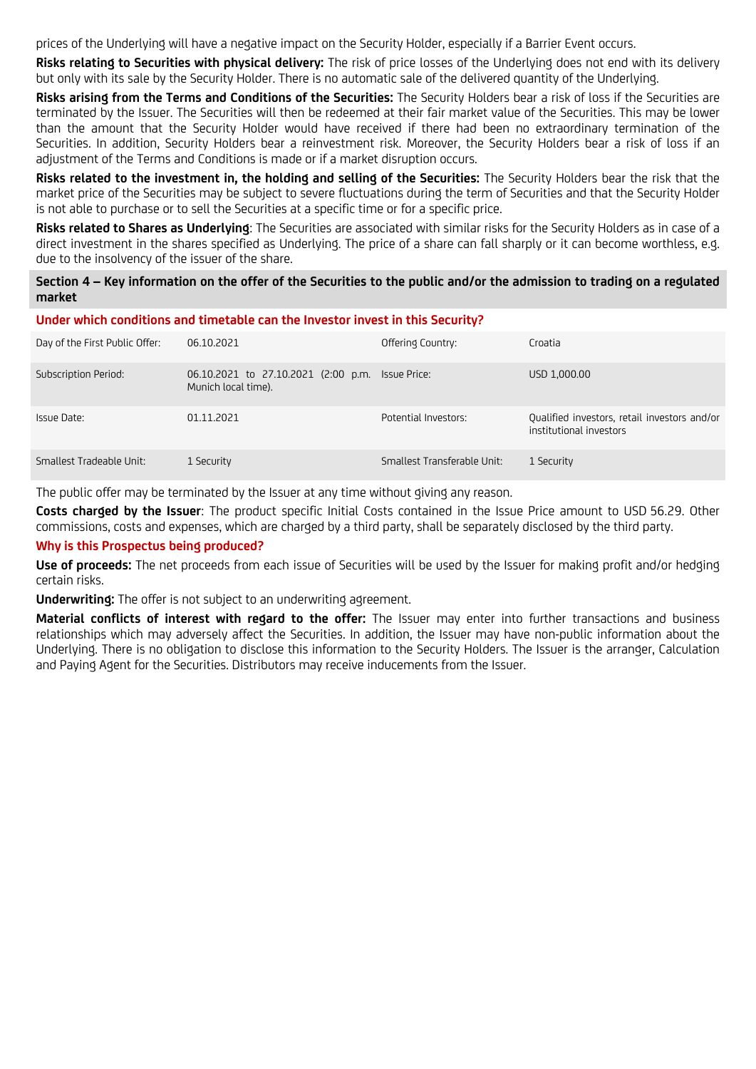prices of the Underlying will have a negative impact on the Security Holder, especially if a Barrier Event occurs.

**Risks relating to Securities with physical delivery:** The risk of price losses of the Underlying does not end with its delivery but only with its sale by the Security Holder. There is no automatic sale of the delivered quantity of the Underlying.

**Risks arising from the Terms and Conditions of the Securities:** The Security Holders bear a risk of loss if the Securities are terminated by the Issuer. The Securities will then be redeemed at their fair market value of the Securities. This may be lower than the amount that the Security Holder would have received if there had been no extraordinary termination of the Securities. In addition, Security Holders bear a reinvestment risk. Moreover, the Security Holders bear a risk of loss if an adjustment of the Terms and Conditions is made or if a market disruption occurs.

**Risks related to the investment in, the holding and selling of the Securities:** The Security Holders bear the risk that the market price of the Securities may be subject to severe fluctuations during the term of Securities and that the Security Holder is not able to purchase or to sell the Securities at a specific time or for a specific price.

**Risks related to Shares as Underlying**: The Securities are associated with similar risks for the Security Holders as in case of a direct investment in the shares specified as Underlying. The price of a share can fall sharply or it can become worthless, e.g. due to the insolvency of the issuer of the share.

## Section 4 – Key information on the offer of the Securities to the public and/or the admission to trading on a regulated market

### Under which conditions and timetable can the Investor invest in this Security?

| Day of the First Public Offer: | 06.10.2021 | Offering Country: | Croatia |
|---|---|---|---|
| Subscription Period: | 06.10.2021 to 27.10.2021 (2:00 p.m. Munich local time). | Issue Price: | USD 1,000.00 |
| Issue Date: | 01.11.2021 | Potential Investors: | Qualified investors, retail investors and/or institutional investors |
| Smallest Tradeable Unit: | 1 Security | Smallest Transferable Unit: | 1 Security |

The public offer may be terminated by the Issuer at any time without giving any reason.

**Costs charged by the Issuer**: The product specific Initial Costs contained in the Issue Price amount to USD 56.29. Other commissions, costs and expenses, which are charged by a third party, shall be separately disclosed by the third party.

### Why is this Prospectus being produced?

**Use of proceeds:** The net proceeds from each issue of Securities will be used by the Issuer for making profit and/or hedging certain risks.

**Underwriting:** The offer is not subject to an underwriting agreement.

**Material conflicts of interest with regard to the offer:** The Issuer may enter into further transactions and business relationships which may adversely affect the Securities. In addition, the Issuer may have non-public information about the Underlying. There is no obligation to disclose this information to the Security Holders. The Issuer is the arranger, Calculation and Paying Agent for the Securities. Distributors may receive inducements from the Issuer.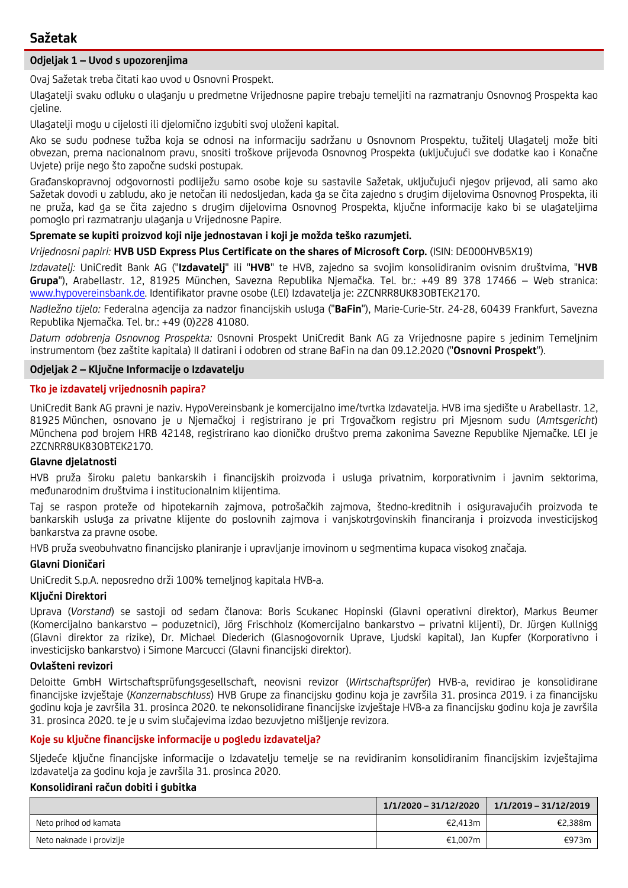# Sažetak

## Odjeljak 1 – Uvod s upozorenjima

Ovaj Sažetak treba čitati kao uvod u Osnovni Prospekt.

Ulagatelji svaku odluku o ulaganju u predmetne Vrijednosne papire trebaju temeljiti na razmatranju Osnovnog Prospekta kao cjeline.

Ulagatelji mogu u cijelosti ili djelomično izgubiti svoj uloženi kapital.

Ako se sudu podnese tužba koja se odnosi na informaciju sadržanu u Osnovnom Prospektu, tužitelj Ulagatelj može biti obvezan, prema nacionalnom pravu, snositi troškove prijevoda Osnovnog Prospekta (uključujući sve dodatke kao i Konačne Uvjete) prije nego što započne sudski postupak.

Građanskopravnoj odgovornosti podliježu samo osobe koje su sastavile Sažetak, uključujući njegov prijevod, ali samo ako Sažetak dovodi u zabludu, ako je netočan ili nedosljedan, kada ga se čita zajedno s drugim dijelovima Osnovnog Prospekta, ili ne pruža, kad ga se čita zajedno s drugim dijelovima Osnovnog Prospekta, ključne informacije kako bi se ulagateljima pomoglo pri razmatranju ulaganja u Vrijednosne Papire.

**Spremate se kupiti proizvod koji nije jednostavan i koji je možda teško razumjeti.**

*Vrijednosni papiri:* **HVB USD Express Plus Certificate on the shares of Microsoft Corp.** (ISIN: DE000HVB5X19)

*Izdavatelj:* UniCredit Bank AG ("**Izdavatelj**" ili "**HVB**" te HVB, zajedno sa svojim konsolidiranim ovisnim društvima, "**HVB Grupa**"), Arabellastr. 12, 81925 München, Savezna Republika Njemačka. Tel. br.: +49 89 378 17466 – Web stranica: www.hypovereinsbank.de. Identifikator pravne osobe (LEI) Izdavatelja je: 2ZCNRR8UK83OBTEK2170.

*Nadležno tijelo:* Federalna agencija za nadzor financijskih usluga ("**BaFin**"), Marie-Curie-Str. 24-28, 60439 Frankfurt, Savezna Republika Njemačka. Tel. br.: +49 (0)228 41080.

*Datum odobrenja Osnovnog Prospekta:* Osnovni Prospekt UniCredit Bank AG za Vrijednosne papire s jedinim Temeljnim instrumentom (bez zaštite kapitala) II datirani i odobren od strane BaFin na dan 09.12.2020 ("**Osnovni Prospekt**").

## Odjeljak 2 – Ključne Informacije o Izdavatelju

### Tko je izdavatelj vrijednosnih papira?

UniCredit Bank AG pravni je naziv. HypoVereinsbank je komercijalno ime/tvrtka Izdavatelja. HVB ima sjedište u Arabellastr. 12, 81925 München, osnovano je u Njemačkoj i registrirano je pri Trgovačkom registru pri Mjesnom sudu (*Amtsgericht*) Münchena pod brojem HRB 42148, registrirano kao dioničko društvo prema zakonima Savezne Republike Njemačke. LEI je 2ZCNRR8UK83OBTEK2170.

#### Glavne djelatnosti

HVB pruža široku paletu bankarskih i financijskih proizvoda i usluga privatnim, korporativnim i javnim sektorima, međunarodnim društvima i institucionalnim klijentima.

Taj se raspon proteže od hipotekarnih zajmova, potrošačkih zajmova, štedno-kreditnih i osiguravajućih proizvoda te bankarskih usluga za privatne klijente do poslovnih zajmova i vanjskotrgovinskih financiranja i proizvoda investicijskog bankarstva za pravne osobe.

HVB pruža sveobuhvatno financijsko planiranje i upravljanje imovinom u segmentima kupaca visokog značaja.

#### Glavni Dioničari

UniCredit S.p.A. neposredno drži 100% temeljnog kapitala HVB-a.

#### Ključni Direktori

Uprava (*Vorstand*) se sastoji od sedam članova: Boris Scukanec Hopinski (Glavni operativni direktor), Markus Beumer (Komercijalno bankarstvo – poduzetnici), Jörg Frischholz (Komercijalno bankarstvo – privatni klijenti), Dr. Jürgen Kullnigg (Glavni direktor za rizike), Dr. Michael Diederich (Glasnogovornik Uprave, Ljudski kapital), Jan Kupfer (Korporativno i investicijsko bankarstvo) i Simone Marcucci (Glavni financijski direktor).

#### Ovlašteni revizori

Deloitte GmbH Wirtschaftsprüfungsgesellschaft, neovisni revizor (*Wirtschaftsprüfer*) HVB-a, revidirao je konsolidirane financijske izvještaje (*Konzernabschluss*) HVB Grupe za financijsku godinu koja je završila 31. prosinca 2019. i za financijsku godinu koja je završila 31. prosinca 2020. te nekonsolidirane financijske izvještaje HVB-a za financijsku godinu koja je završila 31. prosinca 2020. te je u svim slučajevima izdao bezuvjetno mišljenje revizora.

### Koje su ključne financijske informacije u pogledu izdavatelja?

Sljedeće ključne financijske informacije o Izdavatelju temelje se na revidiranim konsolidiranim financijskim izvještajima Izdavatelja za godinu koja je završila 31. prosinca 2020.

#### Konsolidirani račun dobiti i gubitka

| | 1/1/2020 – 31/12/2020 | 1/1/2019 – 31/12/2019 |
|---|---|---|
| Neto prihod od kamata | €2,413m | €2,388m |
| Neto naknade i provizije | €1,007m | €973m |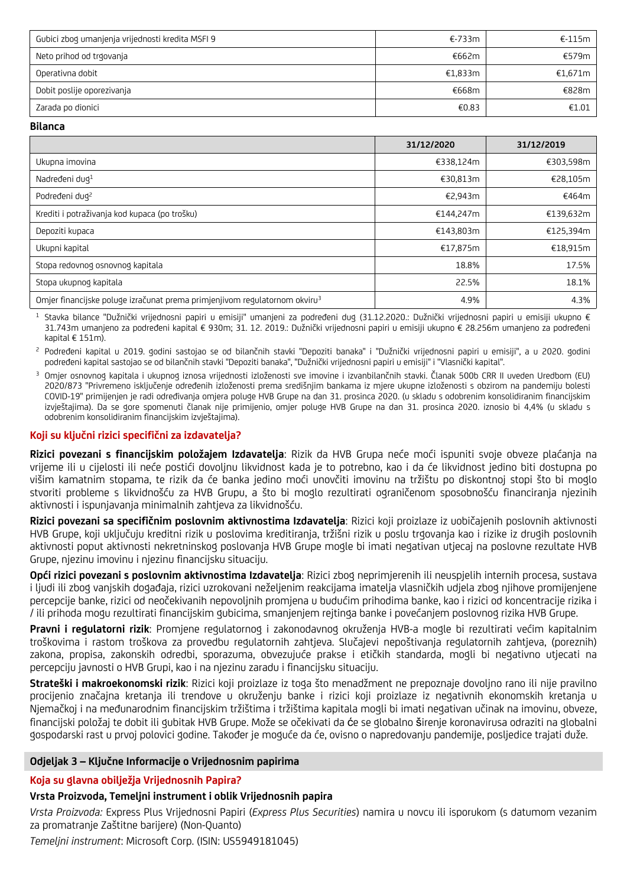| | | |
|---|---|---|
| Gubici zbog umanjenja vrijednosti kredita MSFI 9 | €-733m | €-115m |
| Neto prihod od trgovanja | €662m | €579m |
| Operativna dobit | €1,833m | €1,671m |
| Dobit poslije oporezivanja | €668m | €828m |
| Zarada po dionici | €0.83 | €1.01 |

**Bilanca**

| | 31/12/2020 | 31/12/2019 |
|---|---|---|
| Ukupna imovina | €338,124m | €303,598m |
| Nadređeni dug[1] | €30,813m | €28,105m |
| Podređeni dug[2] | €2,943m | €464m |
| Krediti i potraživanja kod kupaca (po trošku) | €144,247m | €139,632m |
| Depoziti kupaca | €143,803m | €125,394m |
| Ukupni kapital | €17,875m | €18,915m |
| Stopa redovnog osnovnog kapitala | 18.8% | 17.5% |
| Stopa ukupnog kapitala | 22.5% | 18.1% |
| Omjer financijske poluge izračunat prema primjenjivom regulatornom okviru[3] | 4.9% | 4.3% |

[1] Stavka bilance "Dužnički vrijednosni papiri u emisiji" umanjeni za podređeni dug (31.12.2020.: Dužnički vrijednosni papiri u emisiji ukupno € 31.743m umanjeno za podređeni kapital € 930m; 31. 12. 2019.: Dužnički vrijednosni papiri u emisiji ukupno € 28.256m umanjeno za podređeni kapital € 151m).

[2] Podređeni kapital u 2019. godini sastojao se od bilančnih stavki "Depoziti banaka" i "Dužnički vrijednosni papiri u emisiji", a u 2020. godini podređeni kapital sastojao se od bilančnih stavki "Depoziti banaka", "Dužnički vrijednosni papiri u emisiji" i "Vlasnički kapital".

[3] Omjer osnovnog kapitala i ukupnog iznosa vrijednosti izloženosti sve imovine i izvanbilančnih stavki. Članak 500b CRR II uveden Uredbom (EU) 2020/873 "Privremeno isključenje određenih izloženosti prema središnjim bankama iz mjere ukupne izloženosti s obzirom na pandemiju bolesti COVID-19" primijenjen je radi određivanja omjera poluge HVB Grupe na dan 31. prosinca 2020. (u skladu s odobrenim konsolidiranim financijskim izvještajima). Da se gore spomenuti članak nije primijenio, omjer poluge HVB Grupe na dan 31. prosinca 2020. iznosio bi 4,4% (u skladu s odobrenim konsolidiranim financijskim izvještajima).

### Koji su ključni rizici specifični za izdavatelja?

**Rizici povezani s financijskim položajem Izdavatelja**: Rizik da HVB Grupa neće moći ispuniti svoje obveze plaćanja na vrijeme ili u cijelosti ili neće postići dovoljnu likvidnost kada je to potrebno, kao i da će likvidnost jedino biti dostupna po višim kamatnim stopama, te rizik da će banka jedino moći unovčiti imovinu na tržištu po diskontnoj stopi što bi moglo stvoriti probleme s likvidnošću za HVB Grupu, a što bi moglo rezultirati ograničenom sposobnošću financiranja njezinih aktivnosti i ispunjavanja minimalnih zahtjeva za likvidnošću.

**Rizici povezani sa specifičnim poslovnim aktivnostima Izdavatelja**: Rizici koji proizlaze iz uobičajenih poslovnih aktivnosti HVB Grupe, koji uključuju kreditni rizik u poslovima kreditiranja, tržišni rizik u poslu trgovanja kao i rizike iz drugih poslovnih aktivnosti poput aktivnosti nekretninskog poslovanja HVB Grupe mogle bi imati negativan utjecaj na poslovne rezultate HVB Grupe, njezinu imovinu i njezinu financijsku situaciju.

**Opći rizici povezani s poslovnim aktivnostima Izdavatelja**: Rizici zbog neprimjerenih ili neuspjelih internih procesa, sustava i ljudi ili zbog vanjskih događaja, rizici uzrokovani neželjenim reakcijama imatelja vlasničkih udjela zbog njihove promijenjene percepcije banke, rizici od neočekivanih nepovoljnih promjena u budućim prihodima banke, kao i rizici od koncentracije rizika i / ili prihoda mogu rezultirati financijskim gubicima, smanjenjem rejtinga banke i povećanjem poslovnog rizika HVB Grupe.

**Pravni i regulatorni rizik**: Promjene regulatornog i zakonodavnog okruženja HVB-a mogle bi rezultirati većim kapitalnim troškovima i rastom troškova za provedbu regulatornih zahtjeva. Slučajevi nepoštivanja regulatornih zahtjeva, (poreznih) zakona, propisa, zakonskih odredbi, sporazuma, obvezujuće prakse i etičkih standarda, mogli bi negativno utjecati na percepciju javnosti o HVB Grupi, kao i na njezinu zaradu i financijsku situaciju.

**Strateški i makroekonomski rizik**: Rizici koji proizlaze iz toga što menadžment ne prepozna dovoljno rano ili nije pravilno procijenio značajna kretanja ili trendove u okruženju banke i rizici koji proizlaze iz negativnih ekonomskih kretanja u Njemačkoj i na međunarodnim financijskim tržištima i tržištima kapitala mogli bi imati negativan učinak na imovinu, obveze, financijski položaj te dobit ili gubitak HVB Grupe. Može se očekivati da će se globalno širenje koronavirusa odraziti na globalni gospodarski rast u prvoj polovici godine. Također je moguće da će, ovisno o napredovanju pandemije, posljedice trajati duže.

## Odjeljak 3 – Ključne Informacije o Vrijednosnim papirima

### Koja su glavna obilježja Vrijednosnih Papira?

**Vrsta Proizvoda, Temeljni instrument i oblik Vrijednosnih papira**

*Vrsta Proizvoda:* Express Plus Vrijednosni Papiri (*Express Plus Securities*) namira u novcu ili isporukom (s datumom vezanim za promatranje Zaštitne barijere) (Non-Quanto)

*Temeljni instrument*: Microsoft Corp. (ISIN: US5949181045)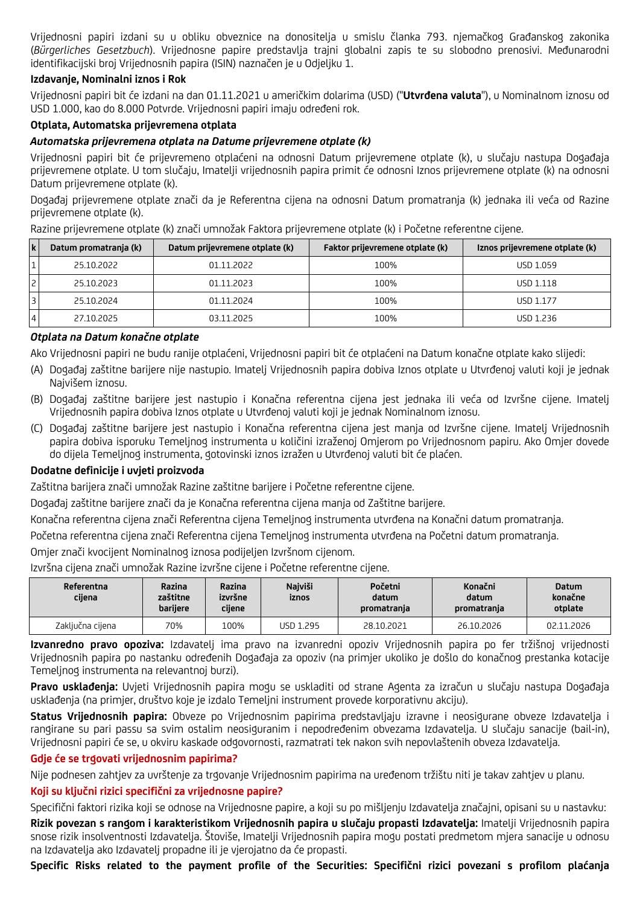Vrijednosni papiri izdani su u obliku obveznice na donositelja u smislu članka 793. njemačkog Građanskog zakonika (*Bürgerliches Gesetzbuch*). Vrijednosne papire predstavlja trajni globalni zapis te su slobodno prenosivi. Međunarodni identifikacijski broj Vrijednosnih papira (ISIN) naznačen je u Odjeljku 1.

**Izdavanje, Nominalni iznos i Rok**

Vrijednosni papiri bit će izdani na dan 01.11.2021 u američkim dolarima (USD) ("**Utvrđena valuta**"), u Nominalnom iznosu od USD 1.000, kao do 8.000 Potvrde. Vrijednosni papiri imaju određeni rok.

**Otplata, Automatska prijevremena otplata**

***Automatska prijevremena otplata na Datume prijevremene otplate (k)***

Vrijednosni papiri bit će prijevremeno otplaćeni na odnosni Datum prijevremene otplate (k), u slučaju nastupa Događaja prijevremene otplate. U tom slučaju, Imatelji vrijednosnih papira primit će odnosni Iznos prijevremene otplate (k) na odnosni Datum prijevremene otplate (k).

Događaj prijevremene otplate znači da je Referentna cijena na odnosni Datum promatranja (k) jednaka ili veća od Razine prijevremene otplate (k).

Razine prijevremene otplate (k) znači umnožak Faktora prijevremene otplate (k) i Početne referentne cijene.

| k | Datum promatranja (k) | Datum prijevremene otplate (k) | Faktor prijevremene otplate (k) | Iznos prijevremene otplate (k) |
|---|---|---|---|---|
| 1 | 25.10.2022 | 01.11.2022 | 100% | USD 1.059 |
| 2 | 25.10.2023 | 01.11.2023 | 100% | USD 1.118 |
| 3 | 25.10.2024 | 01.11.2024 | 100% | USD 1.177 |
| 4 | 27.10.2025 | 03.11.2025 | 100% | USD 1.236 |

***Otplata na Datum konačne otplate***

Ako Vrijednosni papiri ne budu ranije otplaćeni, Vrijednosni papiri bit će otplaćeni na Datum konačne otplate kako slijedi:

(A) Događaj zaštitne barijere nije nastupio. Imatelj Vrijednosnih papira dobiva Iznos otplate u Utvrđenoj valuti koji je jednak Najvišem iznosu.

(B) Događaj zaštitne barijere jest nastupio i Konačna referentna cijena jest jednaka ili veća od Izvršne cijene. Imatelj Vrijednosnih papira dobiva Iznos otplate u Utvrđenoj valuti koji je jednak Nominalnom iznosu.

(C) Događaj zaštitne barijere jest nastupio i Konačna referentna cijena jest manja od Izvršne cijene. Imatelj Vrijednosnih papira dobiva isporuku Temeljnog instrumenta u količini izraženoj Omjerom po Vrijednosnom papiru. Ako Omjer dovede do dijela Temeljnog instrumenta, gotovinski iznos izražen u Utvrđenoj valuti bit će plaćen.

**Dodatne definicije i uvjeti proizvoda**

Zaštitna barijera znači umnožak Razine zaštitne barijere i Početne referentne cijene.

Događaj zaštitne barijere znači da je Konačna referentna cijena manja od Zaštitne barijere.

Konačna referentna cijena znači Referentna cijena Temeljnog instrumenta utvrđena na Konačni datum promatranja.

Početna referentna cijena znači Referentna cijena Temeljnog instrumenta utvrđena na Početni datum promatranja.

Omjer znači kvocijent Nominalnog iznosa podijeljen Izvršnom cijenom.

Izvršna cijena znači umnožak Razine izvršne cijene i Početne referentne cijene.

| Referentna cijena | Razina zaštitne barijere | Razina izvršne cijene | Najviši iznos | Početni datum promatranja | Konačni datum promatranja | Datum konačne otplate |
|---|---|---|---|---|---|---|
| Zaključna cijena | 70% | 100% | USD 1.295 | 28.10.2021 | 26.10.2026 | 02.11.2026 |

**Izvanredno pravo opoziva:** Izdavatelj ima pravo na izvanredni opoziv Vrijednosnih papira po fer tržišnoj vrijednosti Vrijednosnih papira po nastanku određenih Događaja za opoziv (na primjer ukoliko je došlo do konačnog prestanka kotacije Temeljnog instrumenta na relevantnoj burzi).

**Pravo usklađenja:** Uvjeti Vrijednosnih papira mogu se uskladiti od strane Agenta za izračun u slučaju nastupa Događaja usklađenja (na primjer, društvo koje je izdalo Temeljni instrument provede korporativnu akciju).

**Status Vrijednosnih papira:** Obveze po Vrijednosnim papirima predstavljaju izravne i neosigurane obveze Izdavatelja i rangirane su pari passu sa svim ostalim neosiguranim i nepodređenim obvezama Izdavatelja. U slučaju sanacije (bail-in), Vrijednosni papiri će se, u okviru kaskade odgovornosti, razmatrati tek nakon svih nepovlaštenih obveza Izdavatelja.

**Gdje će se trgovati vrijednosnim papirima?**

Nije podnesen zahtjev za uvrštenje za trgovanje Vrijednosnim papirima na uređenom tržištu niti je takav zahtjev u planu.

**Koji su ključni rizici specifični za vrijednosne papire?**

Specifični faktori rizika koji se odnose na Vrijednosne papire, a koji su po mišljenju Izdavatelja značajni, opisani su u nastavku:

**Rizik povezan s rangom i karakteristikom Vrijednosnih papira u slučaju propasti Izdavatelja:** Imatelji Vrijednosnih papira snose rizik insolventnosti Izdavatelja. Štoviše, Imatelji Vrijednosnih papira mogu postati predmetom mjera sanacije u odnosu na Izdavatelja ako Izdavatelj propadne ili je vjerojatno da će propasti.

**Specific Risks related to the payment profile of the Securities: Specifični rizici povezani s profilom plaćanja**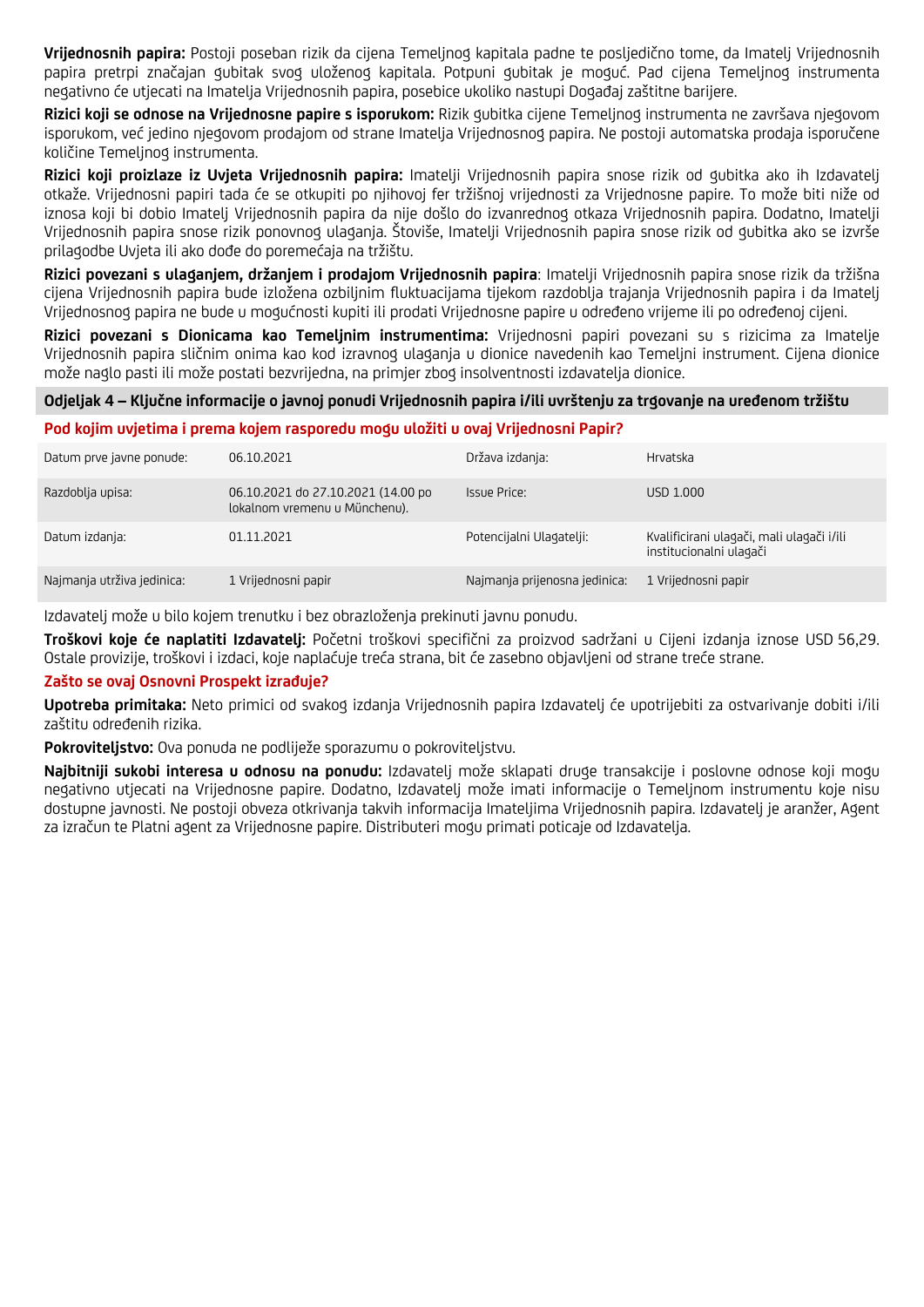**Vrijednosnih papira:** Postoji poseban rizik da cijena Temeljnog kapitala padne te posljedično tome, da Imatelj Vrijednosnih papira pretrpi značajan gubitak svog uloženog kapitala. Potpuni gubitak je moguć. Pad cijena Temeljnog instrumenta negativno će utjecati na Imatelja Vrijednosnih papira, posebice ukoliko nastupi Događaj zaštitne barijere.

**Rizici koji se odnose na Vrijednosne papire s isporukom:** Rizik gubitka cijene Temeljnog instrumenta ne završava njegovom isporukom, već jedino njegovom prodajom od strane Imatelja Vrijednosnog papira. Ne postoji automatska prodaja isporučene količine Temeljnog instrumenta.

**Rizici koji proizlaze iz Uvjeta Vrijednosnih papira:** Imatelji Vrijednosnih papira snose rizik od gubitka ako ih Izdavatelj otkaže. Vrijednosni papiri tada će se otkupiti po njihovoj fer tržišnoj vrijednosti za Vrijednosne papire. To može biti niže od iznosa koji bi dobio Imatelj Vrijednosnih papira da nije došlo do izvanrednog otkaza Vrijednosnih papira. Dodatno, Imatelji Vrijednosnih papira snose rizik ponovnog ulaganja. Štoviše, Imatelji Vrijednosnih papira snose rizik od gubitka ako se izvrše prilagodbe Uvjeta ili ako dođe do poremećaja na tržištu.

**Rizici povezani s ulaganjem, držanjem i prodajom Vrijednosnih papira**: Imatelji Vrijednosnih papira snose rizik da tržišna cijena Vrijednosnih papira bude izložena ozbiljnim fluktuacijama tijekom razdoblja trajanja Vrijednosnih papira i da Imatelj Vrijednosnog papira ne bude u mogućnosti kupiti ili prodati Vrijednosne papire u određeno vrijeme ili po određenoj cijeni.

**Rizici povezani s Dionicama kao Temeljnim instrumentima:** Vrijednosni papiri povezani su s rizicima za Imatelje Vrijednosnih papira sličnim onima kao kod izravnog ulaganja u dionice navedenih kao Temeljni instrument. Cijena dionice može naglo pasti ili može postati bezvrijedna, na primjer zbog insolventnosti izdavatelja dionice.

## Odjeljak 4 – Ključne informacije o javnoj ponudi Vrijednosnih papira i/ili uvrštenju za trgovanje na uređenom tržištu

### Pod kojim uvjetima i prema kojem rasporedu mogu uložiti u ovaj Vrijednosni Papir?

| | | | |
|---|---|---|---|
| Datum prve javne ponude: | 06.10.2021 | Država izdanja: | Hrvatska |
| Razdoblja upisa: | 06.10.2021 do 27.10.2021 (14.00 po lokalnom vremenu u Münchenu). | Issue Price: | USD 1.000 |
| Datum izdanja: | 01.11.2021 | Potencijalni Ulagatelji: | Kvalificirani ulagači, mali ulagači i/ili institucionalni ulagači |
| Najmanja utrživa jedinica: | 1 Vrijednosni papir | Najmanja prijenosna jedinica: | 1 Vrijednosni papir |

Izdavatelj može u bilo kojem trenutku i bez obrazloženja prekinuti javnu ponudu.

**Troškovi koje će naplatiti Izdavatelj:** Početni troškovi specifični za proizvod sadržani u Cijeni izdanja iznose USD 56,29. Ostale provizije, troškovi i izdaci, koje naplaćuje treća strana, bit će zasebno objavljeni od strane treće strane.

### Zašto se ovaj Osnovni Prospekt izrađuje?

**Upotreba primitaka:** Neto primici od svakog izdanja Vrijednosnih papira Izdavatelj će upotrijebiti za ostvarivanje dobiti i/ili zaštitu određenih rizika.

**Pokroviteljstvo:** Ova ponuda ne podliježe sporazumu o pokroviteljstvu.

**Najbitniji sukobi interesa u odnosu na ponudu:** Izdavatelj može sklapati druge transakcije i poslovne odnose koji mogu negativno utjecati na Vrijednosne papire. Dodatno, Izdavatelj može imati informacije o Temeljnom instrumentu koje nisu dostupne javnosti. Ne postoji obveza otkrivanja takvih informacija Imateljima Vrijednosnih papira. Izdavatelj je aranžer, Agent za izračun te Platni agent za Vrijednosne papire. Distributeri mogu primati poticaje od Izdavatelja.